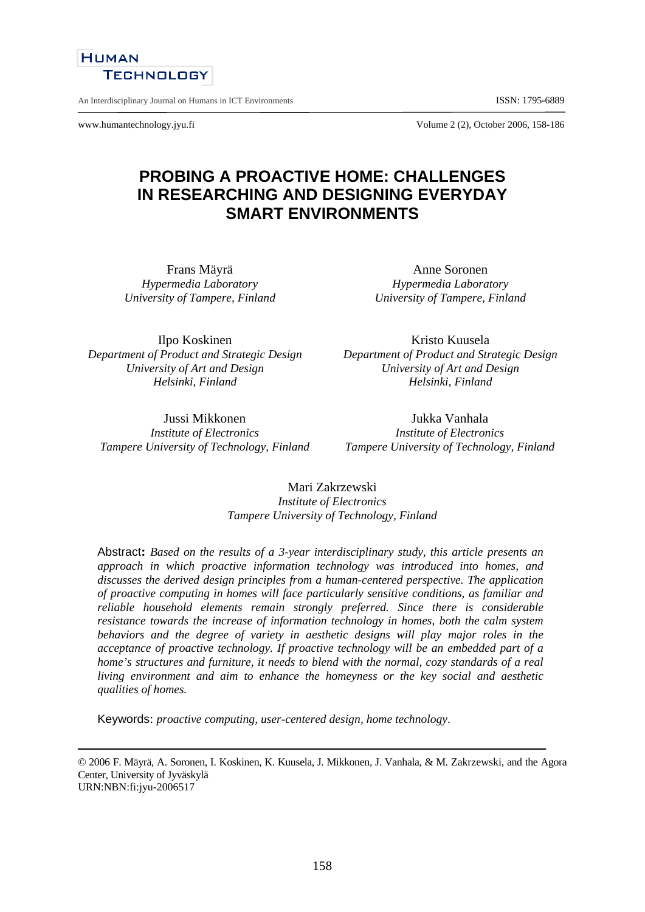# PROBING A PROACTIVE HOME: CHALLENGES IN RESEARCHING AND DESIGNING EVERYDAY SMART ENVIRONMENTS

Frans Mäyrä
*Hypermedia Laboratory*
*University of Tampere, Finland*

Anne Soronen
*Hypermedia Laboratory*
*University of Tampere, Finland*

Ilpo Koskinen
*Department of Product and Strategic Design*
*University of Art and Design*
*Helsinki, Finland*

Kristo Kuusela
*Department of Product and Strategic Design*
*University of Art and Design*
*Helsinki, Finland*

Jussi Mikkonen
*Institute of Electronics*
*Tampere University of Technology, Finland*

Jukka Vanhala
*Institute of Electronics*
*Tampere University of Technology, Finland*

Mari Zakrzewski
*Institute of Electronics*
*Tampere University of Technology, Finland*

Abstract**:** *Based on the results of a 3-year interdisciplinary study, this article presents an approach in which proactive information technology was introduced into homes, and discusses the derived design principles from a human-centered perspective. The application of proactive computing in homes will face particularly sensitive conditions, as familiar and reliable household elements remain strongly preferred. Since there is considerable resistance towards the increase of information technology in homes, both the calm system behaviors and the degree of variety in aesthetic designs will play major roles in the acceptance of proactive technology. If proactive technology will be an embedded part of a home's structures and furniture, it needs to blend with the normal, cozy standards of a real living environment and aim to enhance the homeyness or the key social and aesthetic qualities of homes.*

Keywords: *proactive computing, user-centered design, home technology*.

---

© 2006 F. Mäyrä, A. Soronen, I. Koskinen, K. Kuusela, J. Mikkonen, J. Vanhala, & M. Zakrzewski, and the Agora Center, University of Jyväskylä
URN:NBN:fi:jyu-2006517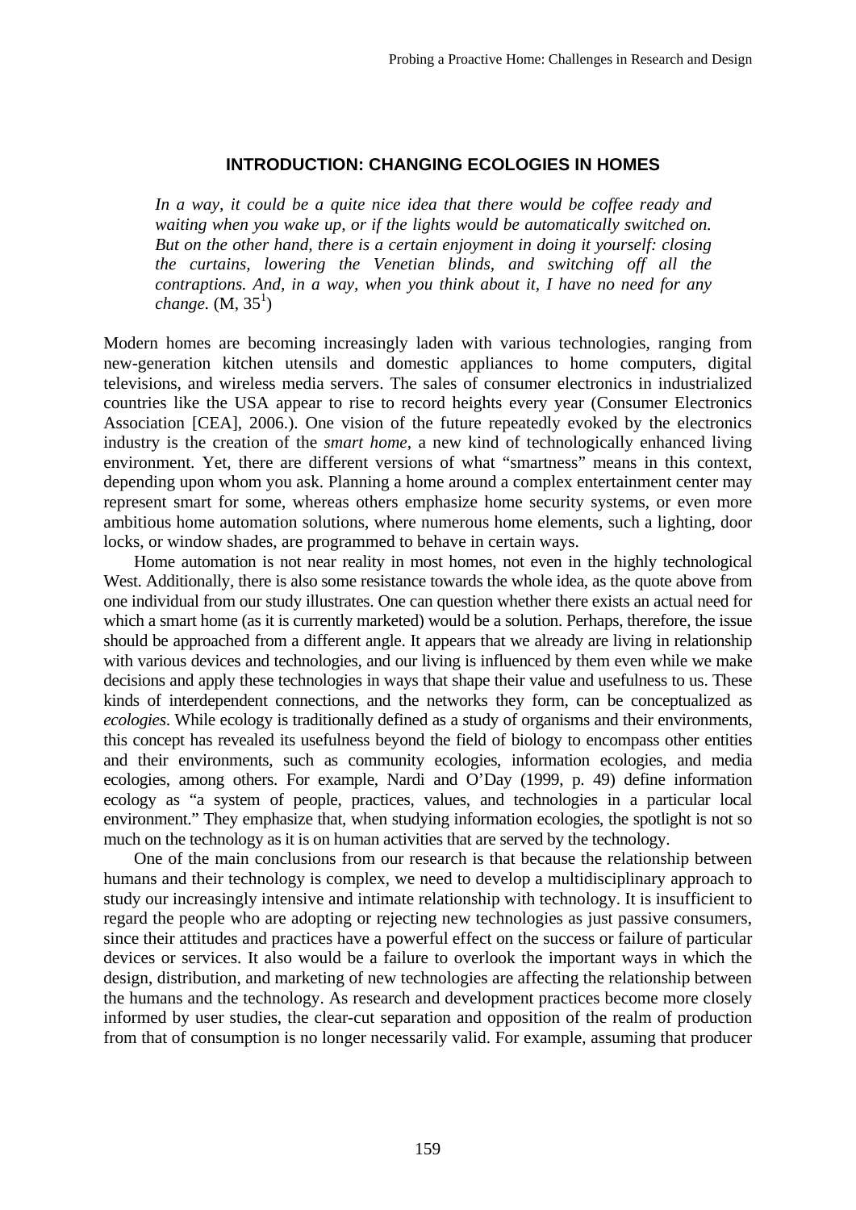## INTRODUCTION: CHANGING ECOLOGIES IN HOMES

*In a way, it could be a quite nice idea that there would be coffee ready and waiting when you wake up, or if the lights would be automatically switched on. But on the other hand, there is a certain enjoyment in doing it yourself: closing the curtains, lowering the Venetian blinds, and switching off all the contraptions. And, in a way, when you think about it, I have no need for any change.* (M, 35[1])

Modern homes are becoming increasingly laden with various technologies, ranging from new-generation kitchen utensils and domestic appliances to home computers, digital televisions, and wireless media servers. The sales of consumer electronics in industrialized countries like the USA appear to rise to record heights every year (Consumer Electronics Association [CEA], 2006.). One vision of the future repeatedly evoked by the electronics industry is the creation of the *smart home,* a new kind of technologically enhanced living environment. Yet, there are different versions of what "smartness" means in this context, depending upon whom you ask. Planning a home around a complex entertainment center may represent smart for some, whereas others emphasize home security systems, or even more ambitious home automation solutions, where numerous home elements, such a lighting, door locks, or window shades, are programmed to behave in certain ways.

Home automation is not near reality in most homes, not even in the highly technological West. Additionally, there is also some resistance towards the whole idea, as the quote above from one individual from our study illustrates. One can question whether there exists an actual need for which a smart home (as it is currently marketed) would be a solution. Perhaps, therefore, the issue should be approached from a different angle. It appears that we already are living in relationship with various devices and technologies, and our living is influenced by them even while we make decisions and apply these technologies in ways that shape their value and usefulness to us. These kinds of interdependent connections, and the networks they form, can be conceptualized as *ecologies*. While ecology is traditionally defined as a study of organisms and their environments, this concept has revealed its usefulness beyond the field of biology to encompass other entities and their environments, such as community ecologies, information ecologies, and media ecologies, among others. For example, Nardi and O'Day (1999, p. 49) define information ecology as "a system of people, practices, values, and technologies in a particular local environment." They emphasize that, when studying information ecologies, the spotlight is not so much on the technology as it is on human activities that are served by the technology.

One of the main conclusions from our research is that because the relationship between humans and their technology is complex, we need to develop a multidisciplinary approach to study our increasingly intensive and intimate relationship with technology. It is insufficient to regard the people who are adopting or rejecting new technologies as just passive consumers, since their attitudes and practices have a powerful effect on the success or failure of particular devices or services. It also would be a failure to overlook the important ways in which the design, distribution, and marketing of new technologies are affecting the relationship between the humans and the technology. As research and development practices become more closely informed by user studies, the clear-cut separation and opposition of the realm of production from that of consumption is no longer necessarily valid. For example, assuming that producer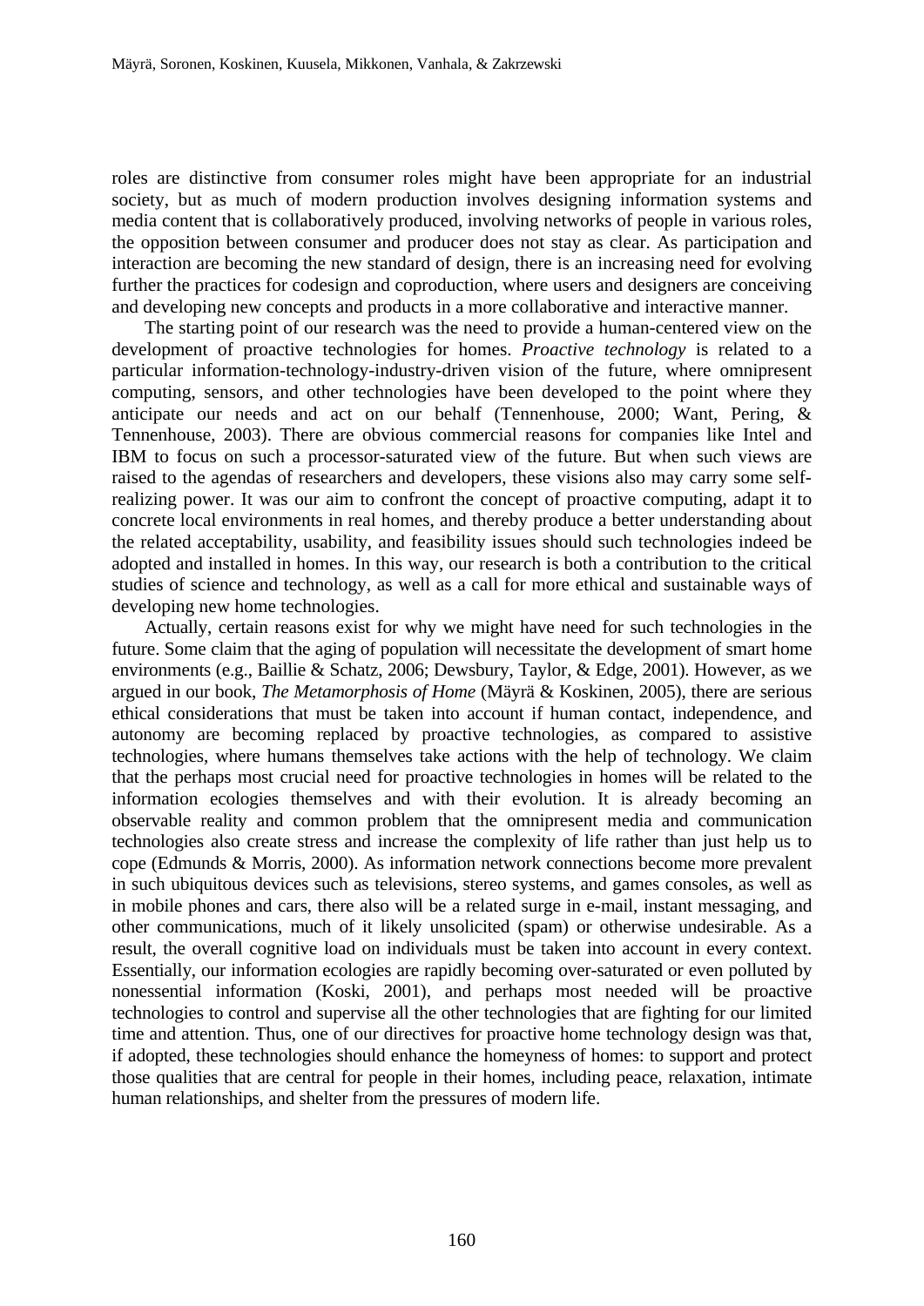roles are distinctive from consumer roles might have been appropriate for an industrial society, but as much of modern production involves designing information systems and media content that is collaboratively produced, involving networks of people in various roles, the opposition between consumer and producer does not stay as clear. As participation and interaction are becoming the new standard of design, there is an increasing need for evolving further the practices for codesign and coproduction, where users and designers are conceiving and developing new concepts and products in a more collaborative and interactive manner.

The starting point of our research was the need to provide a human-centered view on the development of proactive technologies for homes. *Proactive technology* is related to a particular information-technology-industry-driven vision of the future, where omnipresent computing, sensors, and other technologies have been developed to the point where they anticipate our needs and act on our behalf (Tennenhouse, 2000; Want, Pering, & Tennenhouse, 2003). There are obvious commercial reasons for companies like Intel and IBM to focus on such a processor-saturated view of the future. But when such views are raised to the agendas of researchers and developers, these visions also may carry some self-realizing power. It was our aim to confront the concept of proactive computing, adapt it to concrete local environments in real homes, and thereby produce a better understanding about the related acceptability, usability, and feasibility issues should such technologies indeed be adopted and installed in homes. In this way, our research is both a contribution to the critical studies of science and technology, as well as a call for more ethical and sustainable ways of developing new home technologies.

Actually, certain reasons exist for why we might have need for such technologies in the future. Some claim that the aging of population will necessitate the development of smart home environments (e.g., Baillie & Schatz, 2006; Dewsbury, Taylor, & Edge, 2001). However, as we argued in our book, *The Metamorphosis of Home* (Mäyrä & Koskinen, 2005), there are serious ethical considerations that must be taken into account if human contact, independence, and autonomy are becoming replaced by proactive technologies, as compared to assistive technologies, where humans themselves take actions with the help of technology. We claim that the perhaps most crucial need for proactive technologies in homes will be related to the information ecologies themselves and with their evolution. It is already becoming an observable reality and common problem that the omnipresent media and communication technologies also create stress and increase the complexity of life rather than just help us to cope (Edmunds & Morris, 2000). As information network connections become more prevalent in such ubiquitous devices such as televisions, stereo systems, and games consoles, as well as in mobile phones and cars, there also will be a related surge in e-mail, instant messaging, and other communications, much of it likely unsolicited (spam) or otherwise undesirable. As a result, the overall cognitive load on individuals must be taken into account in every context. Essentially, our information ecologies are rapidly becoming over-saturated or even polluted by nonessential information (Koski, 2001), and perhaps most needed will be proactive technologies to control and supervise all the other technologies that are fighting for our limited time and attention. Thus, one of our directives for proactive home technology design was that, if adopted, these technologies should enhance the homeyness of homes: to support and protect those qualities that are central for people in their homes, including peace, relaxation, intimate human relationships, and shelter from the pressures of modern life.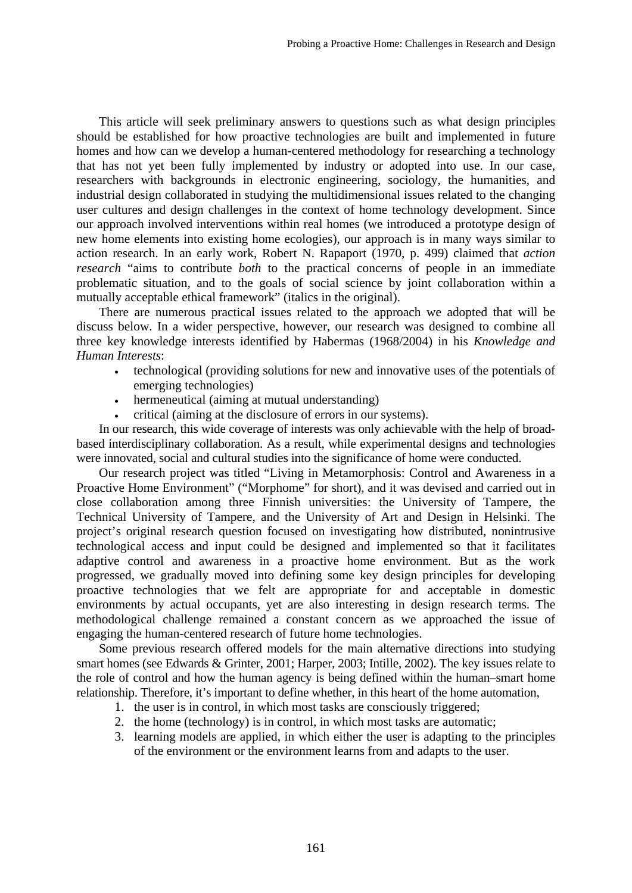This article will seek preliminary answers to questions such as what design principles should be established for how proactive technologies are built and implemented in future homes and how can we develop a human-centered methodology for researching a technology that has not yet been fully implemented by industry or adopted into use. In our case, researchers with backgrounds in electronic engineering, sociology, the humanities, and industrial design collaborated in studying the multidimensional issues related to the changing user cultures and design challenges in the context of home technology development. Since our approach involved interventions within real homes (we introduced a prototype design of new home elements into existing home ecologies), our approach is in many ways similar to action research. In an early work, Robert N. Rapaport (1970, p. 499) claimed that *action research* "aims to contribute *both* to the practical concerns of people in an immediate problematic situation, and to the goals of social science by joint collaboration within a mutually acceptable ethical framework" (italics in the original).

There are numerous practical issues related to the approach we adopted that will be discuss below. In a wider perspective, however, our research was designed to combine all three key knowledge interests identified by Habermas (1968/2004) in his *Knowledge and Human Interests*:

- technological (providing solutions for new and innovative uses of the potentials of emerging technologies)
- hermeneutical (aiming at mutual understanding)
- critical (aiming at the disclosure of errors in our systems).

In our research, this wide coverage of interests was only achievable with the help of broad-based interdisciplinary collaboration. As a result, while experimental designs and technologies were innovated, social and cultural studies into the significance of home were conducted.

Our research project was titled "Living in Metamorphosis: Control and Awareness in a Proactive Home Environment" ("Morphome" for short), and it was devised and carried out in close collaboration among three Finnish universities: the University of Tampere, the Technical University of Tampere, and the University of Art and Design in Helsinki. The project's original research question focused on investigating how distributed, nonintrusive technological access and input could be designed and implemented so that it facilitates adaptive control and awareness in a proactive home environment. But as the work progressed, we gradually moved into defining some key design principles for developing proactive technologies that we felt are appropriate for and acceptable in domestic environments by actual occupants, yet are also interesting in design research terms. The methodological challenge remained a constant concern as we approached the issue of engaging the human-centered research of future home technologies.

Some previous research offered models for the main alternative directions into studying smart homes (see Edwards & Grinter, 2001; Harper, 2003; Intille, 2002). The key issues relate to the role of control and how the human agency is being defined within the human–smart home relationship. Therefore, it's important to define whether, in this heart of the home automation,

1. the user is in control, in which most tasks are consciously triggered;
2. the home (technology) is in control, in which most tasks are automatic;
3. learning models are applied, in which either the user is adapting to the principles of the environment or the environment learns from and adapts to the user.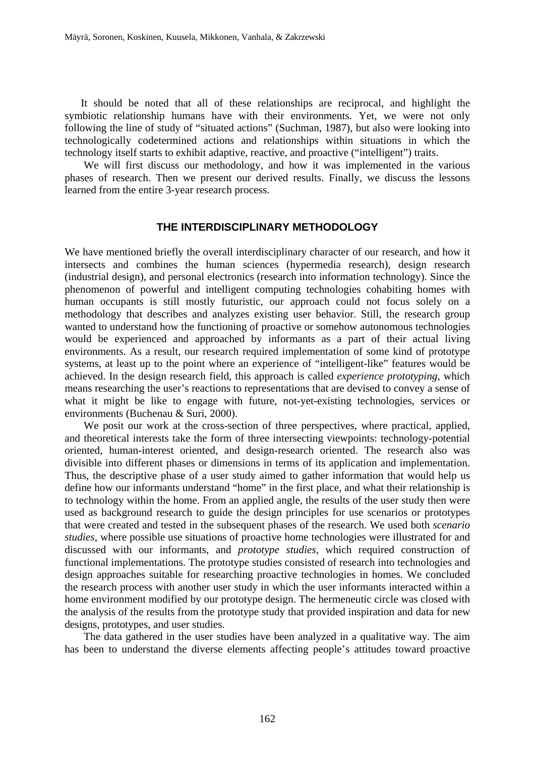It should be noted that all of these relationships are reciprocal, and highlight the symbiotic relationship humans have with their environments. Yet, we were not only following the line of study of "situated actions" (Suchman, 1987), but also were looking into technologically codetermined actions and relationships within situations in which the technology itself starts to exhibit adaptive, reactive, and proactive ("intelligent") traits.

We will first discuss our methodology, and how it was implemented in the various phases of research. Then we present our derived results. Finally, we discuss the lessons learned from the entire 3-year research process.

## THE INTERDISCIPLINARY METHODOLOGY

We have mentioned briefly the overall interdisciplinary character of our research, and how it intersects and combines the human sciences (hypermedia research), design research (industrial design), and personal electronics (research into information technology). Since the phenomenon of powerful and intelligent computing technologies cohabiting homes with human occupants is still mostly futuristic, our approach could not focus solely on a methodology that describes and analyzes existing user behavior. Still, the research group wanted to understand how the functioning of proactive or somehow autonomous technologies would be experienced and approached by informants as a part of their actual living environments. As a result, our research required implementation of some kind of prototype systems, at least up to the point where an experience of "intelligent-like" features would be achieved. In the design research field, this approach is called *experience prototyping*, which means researching the user's reactions to representations that are devised to convey a sense of what it might be like to engage with future, not-yet-existing technologies, services or environments (Buchenau & Suri, 2000).

We posit our work at the cross-section of three perspectives, where practical, applied, and theoretical interests take the form of three intersecting viewpoints: technology-potential oriented, human-interest oriented, and design-research oriented. The research also was divisible into different phases or dimensions in terms of its application and implementation. Thus, the descriptive phase of a user study aimed to gather information that would help us define how our informants understand "home" in the first place, and what their relationship is to technology within the home. From an applied angle, the results of the user study then were used as background research to guide the design principles for use scenarios or prototypes that were created and tested in the subsequent phases of the research. We used both *scenario studies*, where possible use situations of proactive home technologies were illustrated for and discussed with our informants, and *prototype studies*, which required construction of functional implementations. The prototype studies consisted of research into technologies and design approaches suitable for researching proactive technologies in homes. We concluded the research process with another user study in which the user informants interacted within a home environment modified by our prototype design. The hermeneutic circle was closed with the analysis of the results from the prototype study that provided inspiration and data for new designs, prototypes, and user studies.

The data gathered in the user studies have been analyzed in a qualitative way. The aim has been to understand the diverse elements affecting people's attitudes toward proactive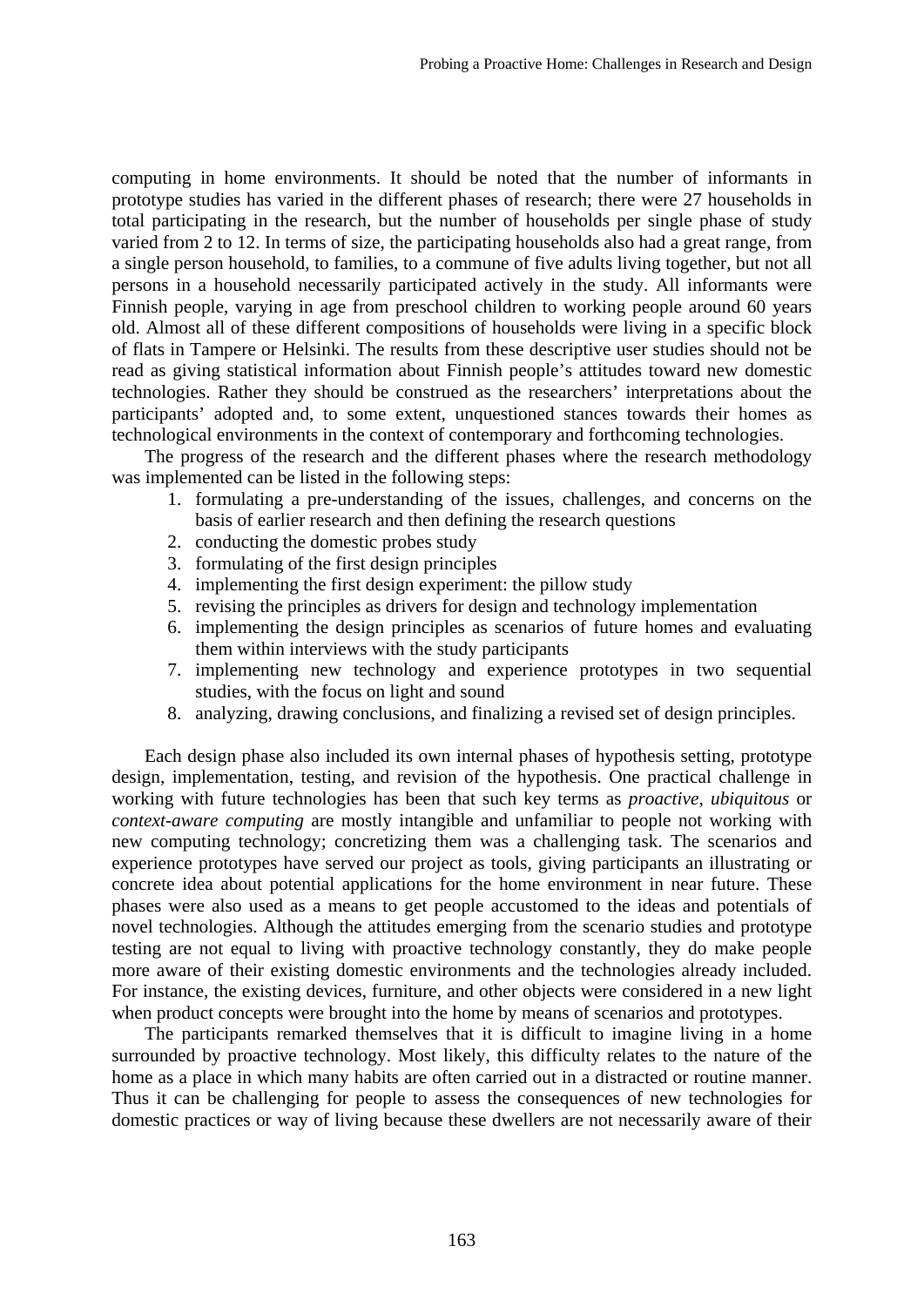computing in home environments. It should be noted that the number of informants in prototype studies has varied in the different phases of research; there were 27 households in total participating in the research, but the number of households per single phase of study varied from 2 to 12. In terms of size, the participating households also had a great range, from a single person household, to families, to a commune of five adults living together, but not all persons in a household necessarily participated actively in the study. All informants were Finnish people, varying in age from preschool children to working people around 60 years old. Almost all of these different compositions of households were living in a specific block of flats in Tampere or Helsinki. The results from these descriptive user studies should not be read as giving statistical information about Finnish people's attitudes toward new domestic technologies. Rather they should be construed as the researchers' interpretations about the participants' adopted and, to some extent, unquestioned stances towards their homes as technological environments in the context of contemporary and forthcoming technologies.

The progress of the research and the different phases where the research methodology was implemented can be listed in the following steps:

1. formulating a pre-understanding of the issues, challenges, and concerns on the basis of earlier research and then defining the research questions
2. conducting the domestic probes study
3. formulating of the first design principles
4. implementing the first design experiment: the pillow study
5. revising the principles as drivers for design and technology implementation
6. implementing the design principles as scenarios of future homes and evaluating them within interviews with the study participants
7. implementing new technology and experience prototypes in two sequential studies, with the focus on light and sound
8. analyzing, drawing conclusions, and finalizing a revised set of design principles.

Each design phase also included its own internal phases of hypothesis setting, prototype design, implementation, testing, and revision of the hypothesis. One practical challenge in working with future technologies has been that such key terms as *proactive*, *ubiquitous* or *context-aware computing* are mostly intangible and unfamiliar to people not working with new computing technology; concretizing them was a challenging task. The scenarios and experience prototypes have served our project as tools, giving participants an illustrating or concrete idea about potential applications for the home environment in near future. These phases were also used as a means to get people accustomed to the ideas and potentials of novel technologies. Although the attitudes emerging from the scenario studies and prototype testing are not equal to living with proactive technology constantly, they do make people more aware of their existing domestic environments and the technologies already included. For instance, the existing devices, furniture, and other objects were considered in a new light when product concepts were brought into the home by means of scenarios and prototypes.

The participants remarked themselves that it is difficult to imagine living in a home surrounded by proactive technology. Most likely, this difficulty relates to the nature of the home as a place in which many habits are often carried out in a distracted or routine manner. Thus it can be challenging for people to assess the consequences of new technologies for domestic practices or way of living because these dwellers are not necessarily aware of their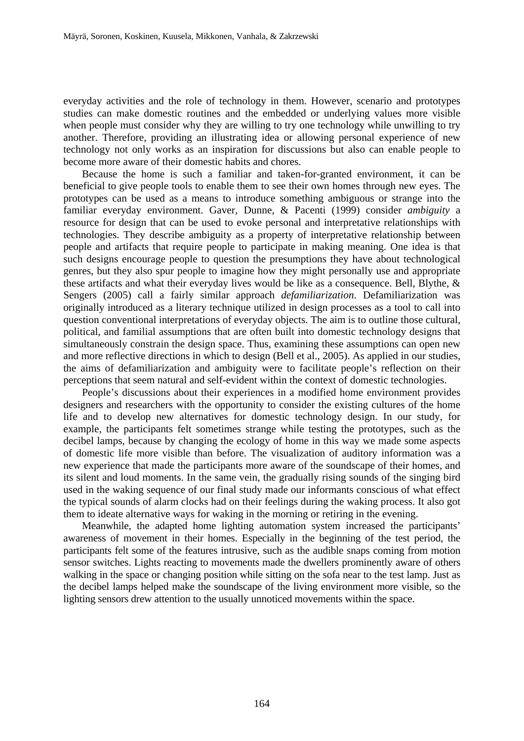everyday activities and the role of technology in them. However, scenario and prototypes studies can make domestic routines and the embedded or underlying values more visible when people must consider why they are willing to try one technology while unwilling to try another. Therefore, providing an illustrating idea or allowing personal experience of new technology not only works as an inspiration for discussions but also can enable people to become more aware of their domestic habits and chores.

Because the home is such a familiar and taken-for-granted environment, it can be beneficial to give people tools to enable them to see their own homes through new eyes. The prototypes can be used as a means to introduce something ambiguous or strange into the familiar everyday environment. Gaver, Dunne, & Pacenti (1999) consider *ambiguity* a resource for design that can be used to evoke personal and interpretative relationships with technologies. They describe ambiguity as a property of interpretative relationship between people and artifacts that require people to participate in making meaning. One idea is that such designs encourage people to question the presumptions they have about technological genres, but they also spur people to imagine how they might personally use and appropriate these artifacts and what their everyday lives would be like as a consequence. Bell, Blythe, & Sengers (2005) call a fairly similar approach *defamiliarization*. Defamiliarization was originally introduced as a literary technique utilized in design processes as a tool to call into question conventional interpretations of everyday objects. The aim is to outline those cultural, political, and familial assumptions that are often built into domestic technology designs that simultaneously constrain the design space. Thus, examining these assumptions can open new and more reflective directions in which to design (Bell et al., 2005). As applied in our studies, the aims of defamiliarization and ambiguity were to facilitate people's reflection on their perceptions that seem natural and self-evident within the context of domestic technologies.

People's discussions about their experiences in a modified home environment provides designers and researchers with the opportunity to consider the existing cultures of the home life and to develop new alternatives for domestic technology design. In our study, for example, the participants felt sometimes strange while testing the prototypes, such as the decibel lamps, because by changing the ecology of home in this way we made some aspects of domestic life more visible than before. The visualization of auditory information was a new experience that made the participants more aware of the soundscape of their homes, and its silent and loud moments. In the same vein, the gradually rising sounds of the singing bird used in the waking sequence of our final study made our informants conscious of what effect the typical sounds of alarm clocks had on their feelings during the waking process. It also got them to ideate alternative ways for waking in the morning or retiring in the evening.

Meanwhile, the adapted home lighting automation system increased the participants' awareness of movement in their homes. Especially in the beginning of the test period, the participants felt some of the features intrusive, such as the audible snaps coming from motion sensor switches. Lights reacting to movements made the dwellers prominently aware of others walking in the space or changing position while sitting on the sofa near to the test lamp. Just as the decibel lamps helped make the soundscape of the living environment more visible, so the lighting sensors drew attention to the usually unnoticed movements within the space.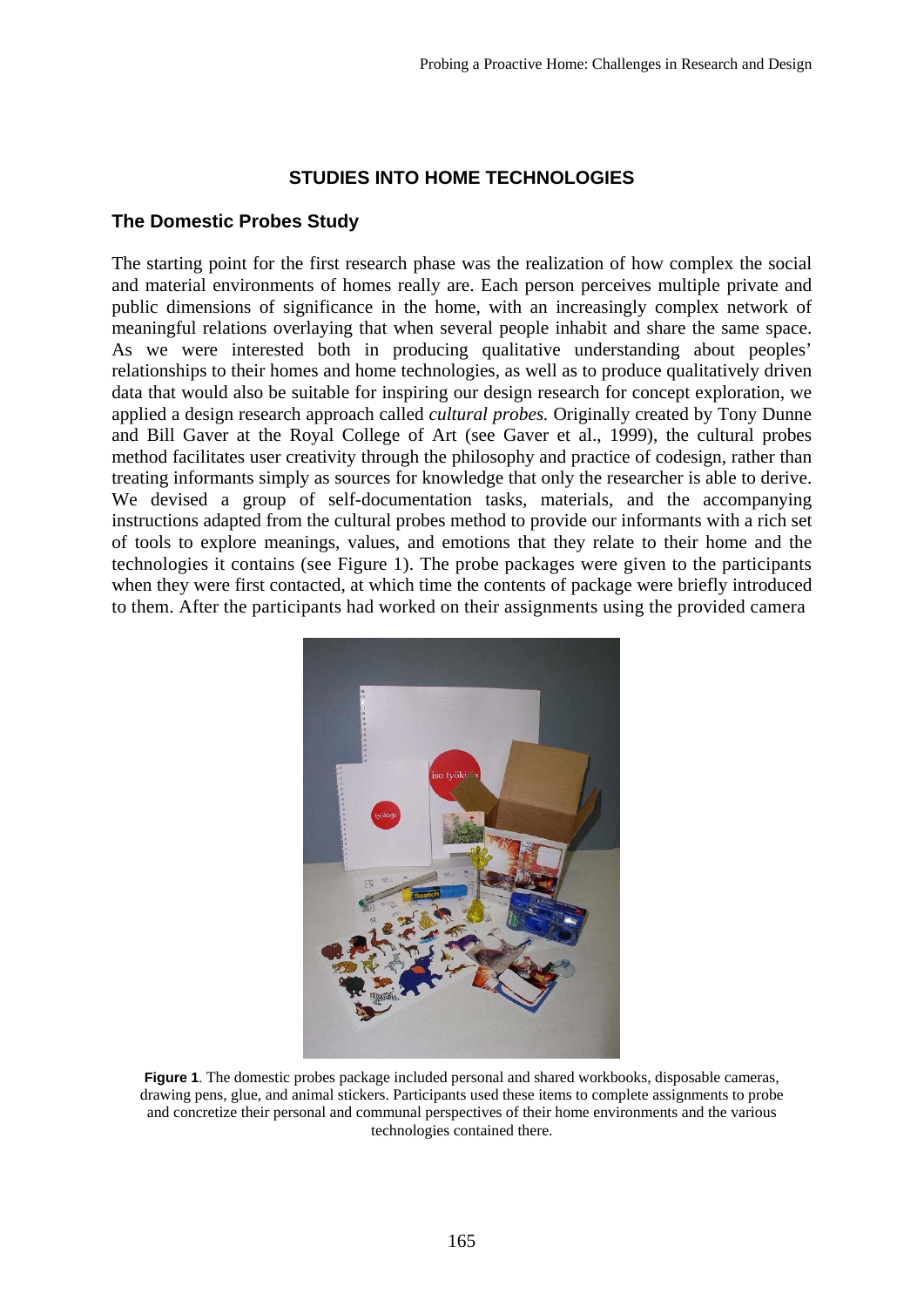## STUDIES INTO HOME TECHNOLOGIES

### The Domestic Probes Study

The starting point for the first research phase was the realization of how complex the social and material environments of homes really are. Each person perceives multiple private and public dimensions of significance in the home, with an increasingly complex network of meaningful relations overlaying that when several people inhabit and share the same space. As we were interested both in producing qualitative understanding about peoples' relationships to their homes and home technologies, as well as to produce qualitatively driven data that would also be suitable for inspiring our design research for concept exploration, we applied a design research approach called *cultural probes.* Originally created by Tony Dunne and Bill Gaver at the Royal College of Art (see Gaver et al., 1999), the cultural probes method facilitates user creativity through the philosophy and practice of codesign, rather than treating informants simply as sources for knowledge that only the researcher is able to derive. We devised a group of self-documentation tasks, materials, and the accompanying instructions adapted from the cultural probes method to provide our informants with a rich set of tools to explore meanings, values, and emotions that they relate to their home and the technologies it contains (see Figure 1). The probe packages were given to the participants when they were first contacted, at which time the contents of package were briefly introduced to them. After the participants had worked on their assignments using the provided camera

**Figure 1**. The domestic probes package included personal and shared workbooks, disposable cameras, drawing pens, glue, and animal stickers. Participants used these items to complete assignments to probe and concretize their personal and communal perspectives of their home environments and the various technologies contained there.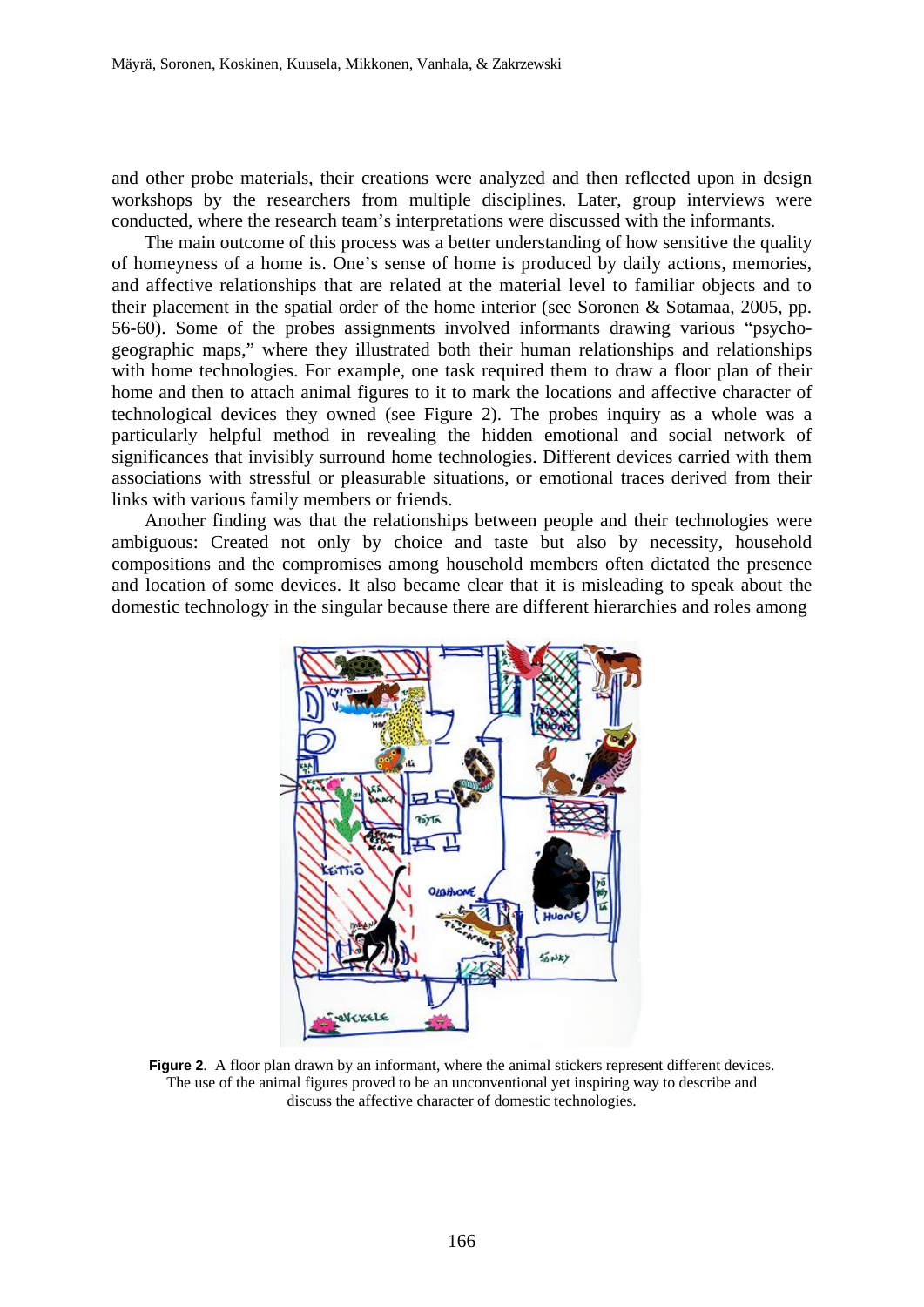and other probe materials, their creations were analyzed and then reflected upon in design workshops by the researchers from multiple disciplines. Later, group interviews were conducted, where the research team's interpretations were discussed with the informants.

The main outcome of this process was a better understanding of how sensitive the quality of homeyness of a home is. One's sense of home is produced by daily actions, memories, and affective relationships that are related at the material level to familiar objects and to their placement in the spatial order of the home interior (see Soronen & Sotamaa, 2005, pp. 56-60). Some of the probes assignments involved informants drawing various "psycho-geographic maps," where they illustrated both their human relationships and relationships with home technologies. For example, one task required them to draw a floor plan of their home and then to attach animal figures to it to mark the locations and affective character of technological devices they owned (see Figure 2). The probes inquiry as a whole was a particularly helpful method in revealing the hidden emotional and social network of significances that invisibly surround home technologies. Different devices carried with them associations with stressful or pleasurable situations, or emotional traces derived from their links with various family members or friends.

Another finding was that the relationships between people and their technologies were ambiguous: Created not only by choice and taste but also by necessity, household compositions and the compromises among household members often dictated the presence and location of some devices. It also became clear that it is misleading to speak about the domestic technology in the singular because there are different hierarchies and roles among

**Figure 2**. A floor plan drawn by an informant, where the animal stickers represent different devices. The use of the animal figures proved to be an unconventional yet inspiring way to describe and discuss the affective character of domestic technologies.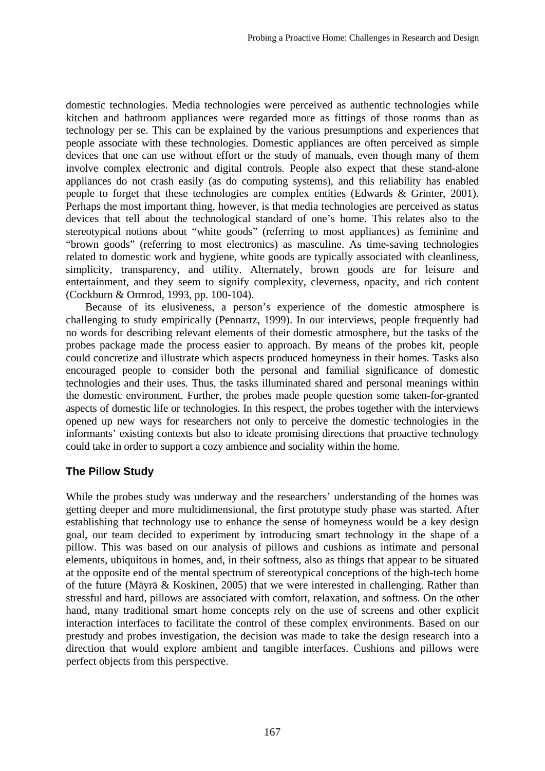domestic technologies. Media technologies were perceived as authentic technologies while kitchen and bathroom appliances were regarded more as fittings of those rooms than as technology per se. This can be explained by the various presumptions and experiences that people associate with these technologies. Domestic appliances are often perceived as simple devices that one can use without effort or the study of manuals, even though many of them involve complex electronic and digital controls. People also expect that these stand-alone appliances do not crash easily (as do computing systems), and this reliability has enabled people to forget that these technologies are complex entities (Edwards & Grinter, 2001). Perhaps the most important thing, however, is that media technologies are perceived as status devices that tell about the technological standard of one's home. This relates also to the stereotypical notions about "white goods" (referring to most appliances) as feminine and "brown goods" (referring to most electronics) as masculine. As time-saving technologies related to domestic work and hygiene, white goods are typically associated with cleanliness, simplicity, transparency, and utility. Alternately, brown goods are for leisure and entertainment, and they seem to signify complexity, cleverness, opacity, and rich content (Cockburn & Ormrod, 1993, pp. 100-104).

Because of its elusiveness, a person's experience of the domestic atmosphere is challenging to study empirically (Pennartz, 1999). In our interviews, people frequently had no words for describing relevant elements of their domestic atmosphere, but the tasks of the probes package made the process easier to approach. By means of the probes kit, people could concretize and illustrate which aspects produced homeyness in their homes. Tasks also encouraged people to consider both the personal and familial significance of domestic technologies and their uses. Thus, the tasks illuminated shared and personal meanings within the domestic environment. Further, the probes made people question some taken-for-granted aspects of domestic life or technologies. In this respect, the probes together with the interviews opened up new ways for researchers not only to perceive the domestic technologies in the informants' existing contexts but also to ideate promising directions that proactive technology could take in order to support a cozy ambience and sociality within the home.

### The Pillow Study

While the probes study was underway and the researchers' understanding of the homes was getting deeper and more multidimensional, the first prototype study phase was started. After establishing that technology use to enhance the sense of homeyness would be a key design goal, our team decided to experiment by introducing smart technology in the shape of a pillow. This was based on our analysis of pillows and cushions as intimate and personal elements, ubiquitous in homes, and, in their softness, also as things that appear to be situated at the opposite end of the mental spectrum of stereotypical conceptions of the high-tech home of the future (Mäyrä & Koskinen, 2005) that we were interested in challenging. Rather than stressful and hard, pillows are associated with comfort, relaxation, and softness. On the other hand, many traditional smart home concepts rely on the use of screens and other explicit interaction interfaces to facilitate the control of these complex environments. Based on our prestudy and probes investigation, the decision was made to take the design research into a direction that would explore ambient and tangible interfaces. Cushions and pillows were perfect objects from this perspective.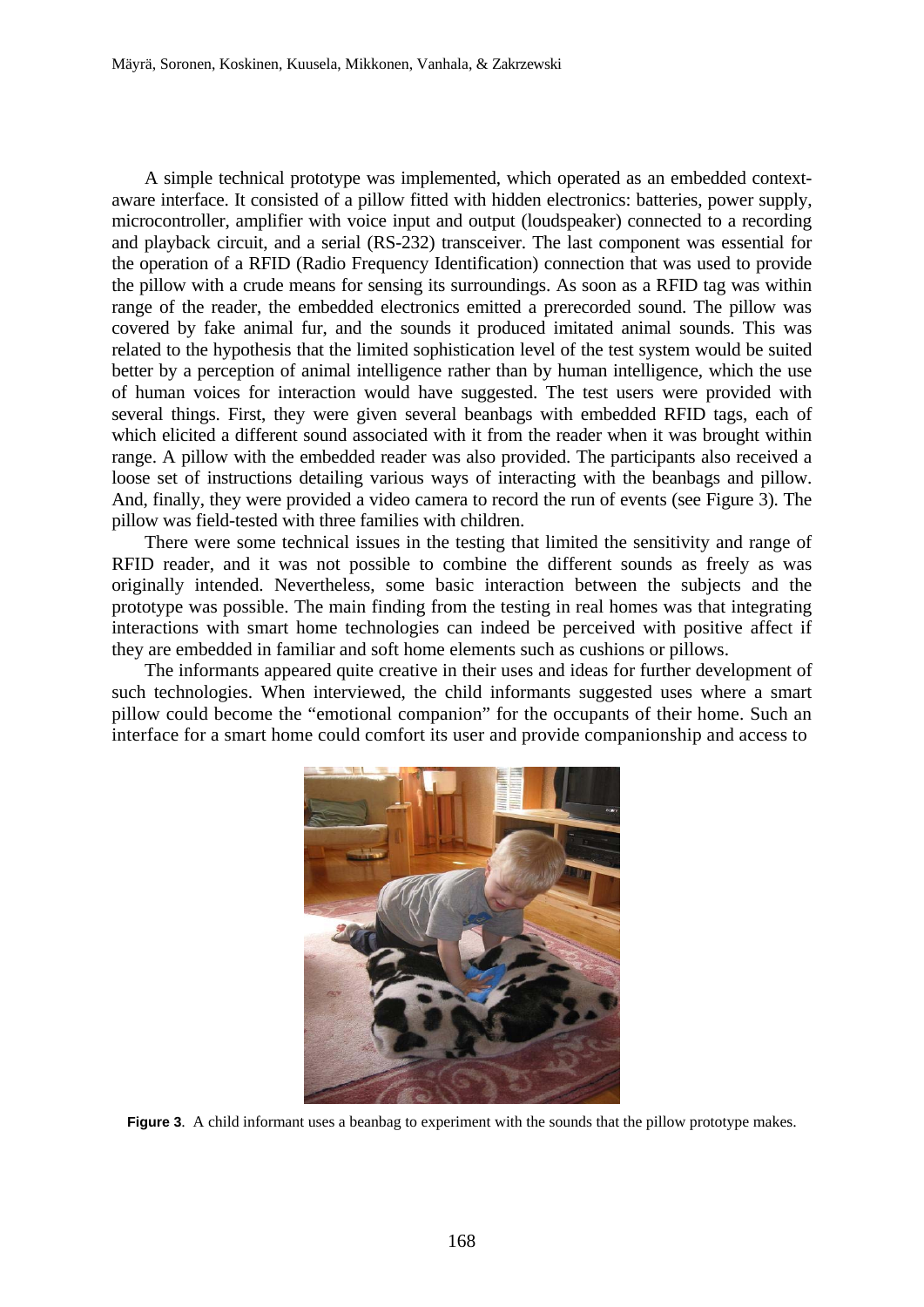A simple technical prototype was implemented, which operated as an embedded context-aware interface. It consisted of a pillow fitted with hidden electronics: batteries, power supply, microcontroller, amplifier with voice input and output (loudspeaker) connected to a recording and playback circuit, and a serial (RS-232) transceiver. The last component was essential for the operation of a RFID (Radio Frequency Identification) connection that was used to provide the pillow with a crude means for sensing its surroundings. As soon as a RFID tag was within range of the reader, the embedded electronics emitted a prerecorded sound. The pillow was covered by fake animal fur, and the sounds it produced imitated animal sounds. This was related to the hypothesis that the limited sophistication level of the test system would be suited better by a perception of animal intelligence rather than by human intelligence, which the use of human voices for interaction would have suggested. The test users were provided with several things. First, they were given several beanbags with embedded RFID tags, each of which elicited a different sound associated with it from the reader when it was brought within range. A pillow with the embedded reader was also provided. The participants also received a loose set of instructions detailing various ways of interacting with the beanbags and pillow. And, finally, they were provided a video camera to record the run of events (see Figure 3). The pillow was field-tested with three families with children.

There were some technical issues in the testing that limited the sensitivity and range of RFID reader, and it was not possible to combine the different sounds as freely as was originally intended. Nevertheless, some basic interaction between the subjects and the prototype was possible. The main finding from the testing in real homes was that integrating interactions with smart home technologies can indeed be perceived with positive affect if they are embedded in familiar and soft home elements such as cushions or pillows.

The informants appeared quite creative in their uses and ideas for further development of such technologies. When interviewed, the child informants suggested uses where a smart pillow could become the "emotional companion" for the occupants of their home. Such an interface for a smart home could comfort its user and provide companionship and access to

**Figure 3**. A child informant uses a beanbag to experiment with the sounds that the pillow prototype makes.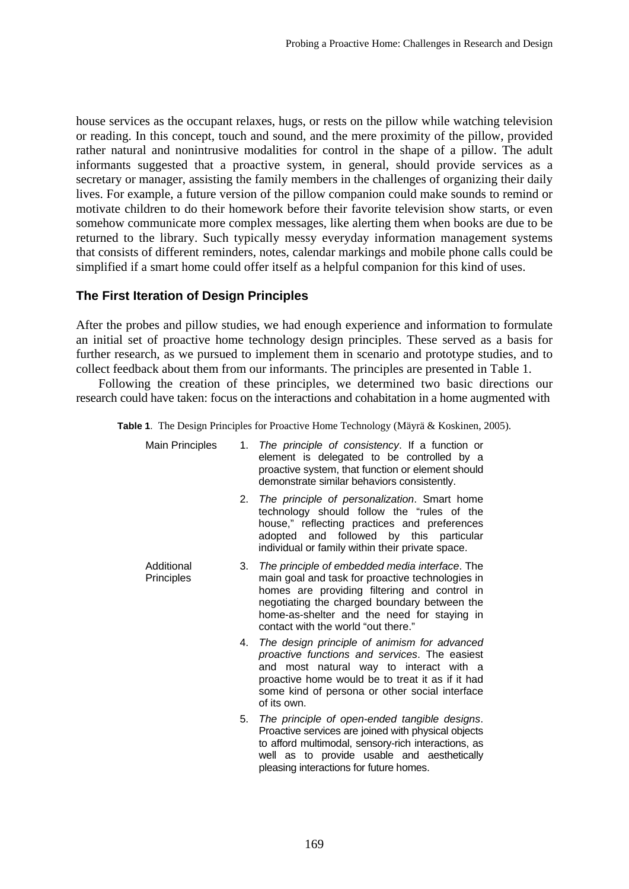house services as the occupant relaxes, hugs, or rests on the pillow while watching television or reading. In this concept, touch and sound, and the mere proximity of the pillow, provided rather natural and nonintrusive modalities for control in the shape of a pillow. The adult informants suggested that a proactive system, in general, should provide services as a secretary or manager, assisting the family members in the challenges of organizing their daily lives. For example, a future version of the pillow companion could make sounds to remind or motivate children to do their homework before their favorite television show starts, or even somehow communicate more complex messages, like alerting them when books are due to be returned to the library. Such typically messy everyday information management systems that consists of different reminders, notes, calendar markings and mobile phone calls could be simplified if a smart home could offer itself as a helpful companion for this kind of uses.

## The First Iteration of Design Principles

After the probes and pillow studies, we had enough experience and information to formulate an initial set of proactive home technology design principles. These served as a basis for further research, as we pursued to implement them in scenario and prototype studies, and to collect feedback about them from our informants. The principles are presented in Table 1.

Following the creation of these principles, we determined two basic directions our research could have taken: focus on the interactions and cohabitation in a home augmented with

**Table 1**. The Design Principles for Proactive Home Technology (Mäyrä & Koskinen, 2005).

| | |
|---|---|
| Main Principles | 1. *The principle of consistency*. If a function or element is delegated to be controlled by a proactive system, that function or element should demonstrate similar behaviors consistently. |
| | 2. *The principle of personalization*. Smart home technology should follow the "rules of the house," reflecting practices and preferences adopted and followed by this particular individual or family within their private space. |
| Additional Principles | 3. *The principle of embedded media interface*. The main goal and task for proactive technologies in homes are providing filtering and control in negotiating the charged boundary between the home-as-shelter and the need for staying in contact with the world "out there." |
| | 4. *The design principle of animism for advanced proactive functions and services*. The easiest and most natural way to interact with a proactive home would be to treat it as if it had some kind of persona or other social interface of its own. |
| | 5. *The principle of open-ended tangible designs*. Proactive services are joined with physical objects to afford multimodal, sensory-rich interactions, as well as to provide usable and aesthetically pleasing interactions for future homes. |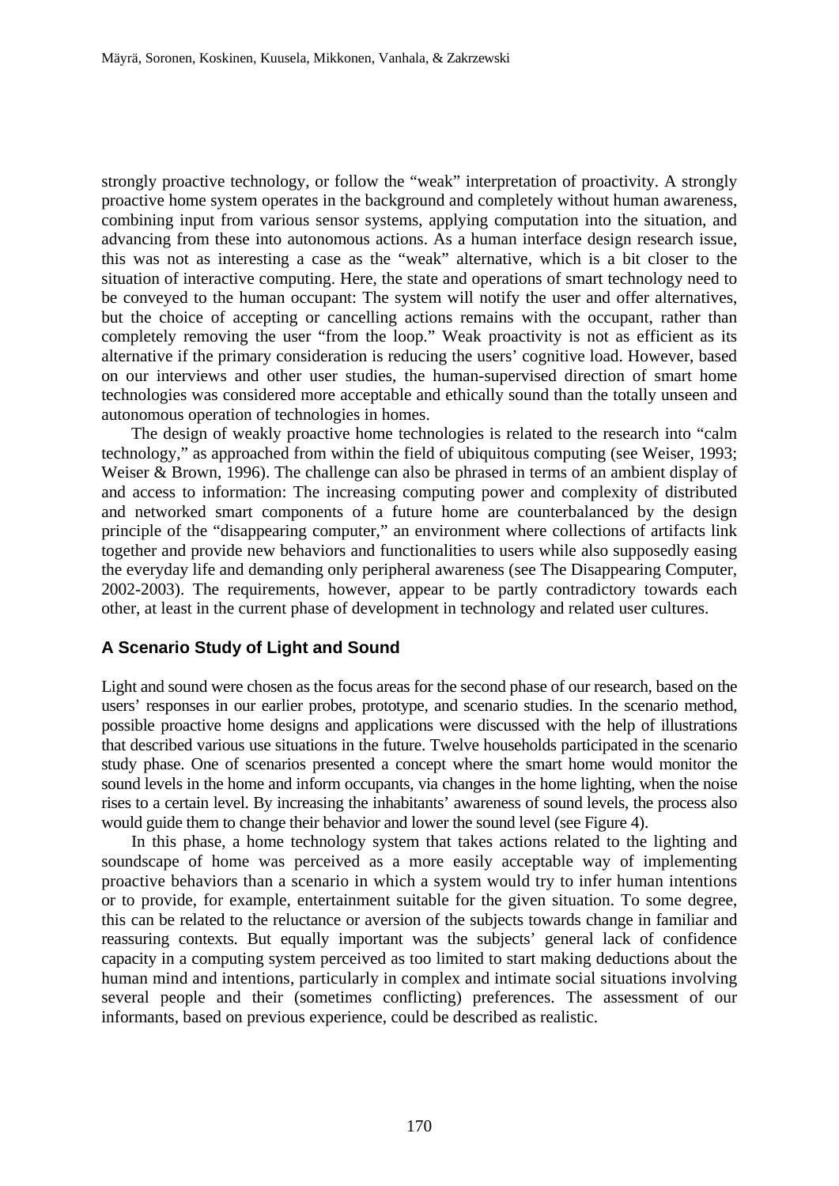strongly proactive technology, or follow the "weak" interpretation of proactivity. A strongly proactive home system operates in the background and completely without human awareness, combining input from various sensor systems, applying computation into the situation, and advancing from these into autonomous actions. As a human interface design research issue, this was not as interesting a case as the "weak" alternative, which is a bit closer to the situation of interactive computing. Here, the state and operations of smart technology need to be conveyed to the human occupant: The system will notify the user and offer alternatives, but the choice of accepting or cancelling actions remains with the occupant, rather than completely removing the user "from the loop." Weak proactivity is not as efficient as its alternative if the primary consideration is reducing the users' cognitive load. However, based on our interviews and other user studies, the human-supervised direction of smart home technologies was considered more acceptable and ethically sound than the totally unseen and autonomous operation of technologies in homes.

The design of weakly proactive home technologies is related to the research into "calm technology," as approached from within the field of ubiquitous computing (see Weiser, 1993; Weiser & Brown, 1996). The challenge can also be phrased in terms of an ambient display of and access to information: The increasing computing power and complexity of distributed and networked smart components of a future home are counterbalanced by the design principle of the "disappearing computer," an environment where collections of artifacts link together and provide new behaviors and functionalities to users while also supposedly easing the everyday life and demanding only peripheral awareness (see The Disappearing Computer, 2002-2003). The requirements, however, appear to be partly contradictory towards each other, at least in the current phase of development in technology and related user cultures.

### A Scenario Study of Light and Sound

Light and sound were chosen as the focus areas for the second phase of our research, based on the users' responses in our earlier probes, prototype, and scenario studies. In the scenario method, possible proactive home designs and applications were discussed with the help of illustrations that described various use situations in the future. Twelve households participated in the scenario study phase. One of scenarios presented a concept where the smart home would monitor the sound levels in the home and inform occupants, via changes in the home lighting, when the noise rises to a certain level. By increasing the inhabitants' awareness of sound levels, the process also would guide them to change their behavior and lower the sound level (see Figure 4).

In this phase, a home technology system that takes actions related to the lighting and soundscape of home was perceived as a more easily acceptable way of implementing proactive behaviors than a scenario in which a system would try to infer human intentions or to provide, for example, entertainment suitable for the given situation. To some degree, this can be related to the reluctance or aversion of the subjects towards change in familiar and reassuring contexts. But equally important was the subjects' general lack of confidence capacity in a computing system perceived as too limited to start making deductions about the human mind and intentions, particularly in complex and intimate social situations involving several people and their (sometimes conflicting) preferences. The assessment of our informants, based on previous experience, could be described as realistic.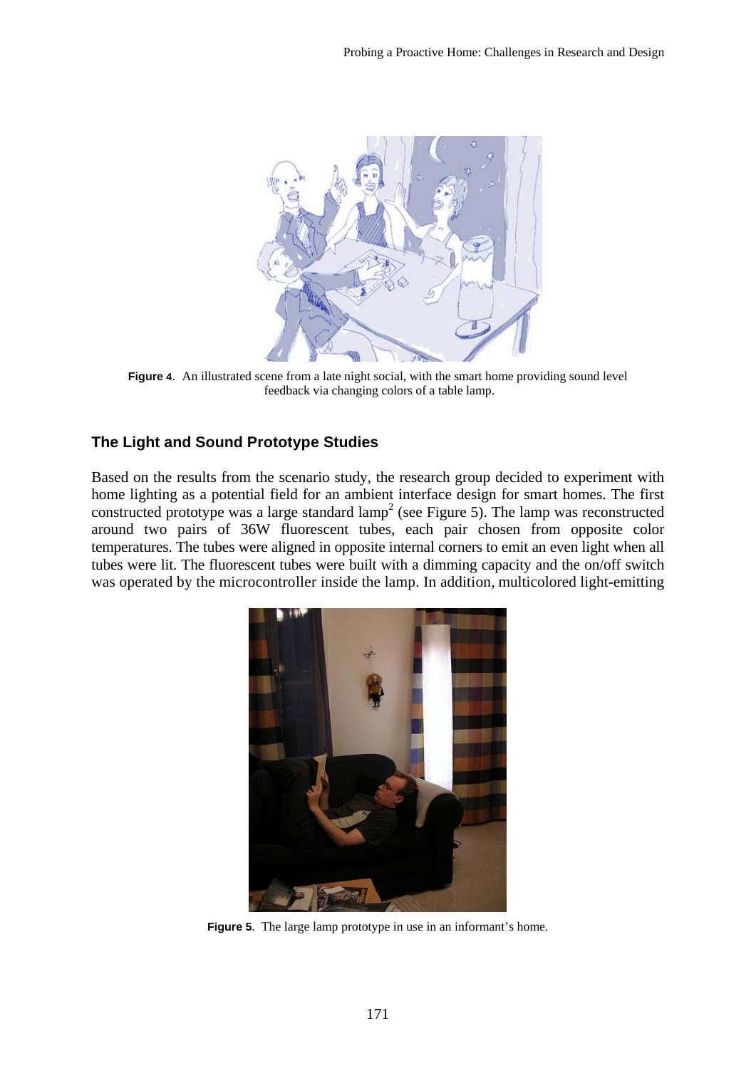**Figure 4**. An illustrated scene from a late night social, with the smart home providing sound level feedback via changing colors of a table lamp.

## The Light and Sound Prototype Studies

Based on the results from the scenario study, the research group decided to experiment with home lighting as a potential field for an ambient interface design for smart homes. The first constructed prototype was a large standard lamp[2] (see Figure 5). The lamp was reconstructed around two pairs of 36W fluorescent tubes, each pair chosen from opposite color temperatures. The tubes were aligned in opposite internal corners to emit an even light when all tubes were lit. The fluorescent tubes were built with a dimming capacity and the on/off switch was operated by the microcontroller inside the lamp. In addition, multicolored light-emitting

**Figure 5**. The large lamp prototype in use in an informant's home.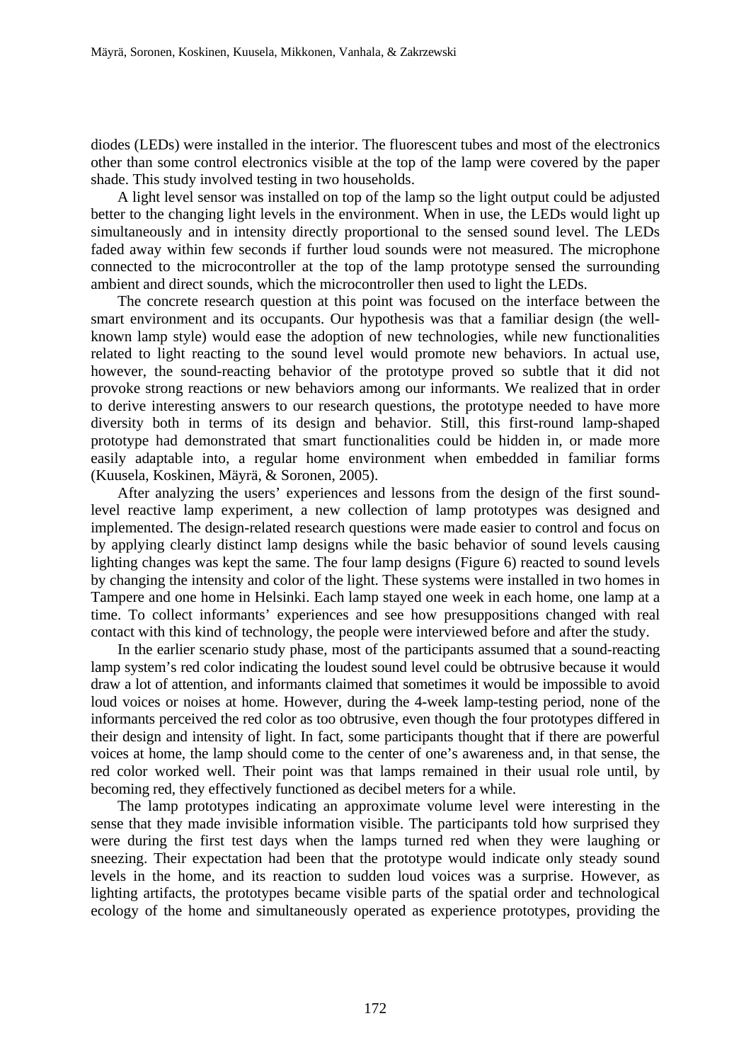diodes (LEDs) were installed in the interior. The fluorescent tubes and most of the electronics other than some control electronics visible at the top of the lamp were covered by the paper shade. This study involved testing in two households.

A light level sensor was installed on top of the lamp so the light output could be adjusted better to the changing light levels in the environment. When in use, the LEDs would light up simultaneously and in intensity directly proportional to the sensed sound level. The LEDs faded away within few seconds if further loud sounds were not measured. The microphone connected to the microcontroller at the top of the lamp prototype sensed the surrounding ambient and direct sounds, which the microcontroller then used to light the LEDs.

The concrete research question at this point was focused on the interface between the smart environment and its occupants. Our hypothesis was that a familiar design (the well-known lamp style) would ease the adoption of new technologies, while new functionalities related to light reacting to the sound level would promote new behaviors. In actual use, however, the sound-reacting behavior of the prototype proved so subtle that it did not provoke strong reactions or new behaviors among our informants. We realized that in order to derive interesting answers to our research questions, the prototype needed to have more diversity both in terms of its design and behavior. Still, this first-round lamp-shaped prototype had demonstrated that smart functionalities could be hidden in, or made more easily adaptable into, a regular home environment when embedded in familiar forms (Kuusela, Koskinen, Mäyrä, & Soronen, 2005).

After analyzing the users' experiences and lessons from the design of the first sound-level reactive lamp experiment, a new collection of lamp prototypes was designed and implemented. The design-related research questions were made easier to control and focus on by applying clearly distinct lamp designs while the basic behavior of sound levels causing lighting changes was kept the same. The four lamp designs (Figure 6) reacted to sound levels by changing the intensity and color of the light. These systems were installed in two homes in Tampere and one home in Helsinki. Each lamp stayed one week in each home, one lamp at a time. To collect informants' experiences and see how presuppositions changed with real contact with this kind of technology, the people were interviewed before and after the study.

In the earlier scenario study phase, most of the participants assumed that a sound-reacting lamp system's red color indicating the loudest sound level could be obtrusive because it would draw a lot of attention, and informants claimed that sometimes it would be impossible to avoid loud voices or noises at home. However, during the 4-week lamp-testing period, none of the informants perceived the red color as too obtrusive, even though the four prototypes differed in their design and intensity of light. In fact, some participants thought that if there are powerful voices at home, the lamp should come to the center of one's awareness and, in that sense, the red color worked well. Their point was that lamps remained in their usual role until, by becoming red, they effectively functioned as decibel meters for a while.

The lamp prototypes indicating an approximate volume level were interesting in the sense that they made invisible information visible. The participants told how surprised they were during the first test days when the lamps turned red when they were laughing or sneezing. Their expectation had been that the prototype would indicate only steady sound levels in the home, and its reaction to sudden loud voices was a surprise. However, as lighting artifacts, the prototypes became visible parts of the spatial order and technological ecology of the home and simultaneously operated as experience prototypes, providing the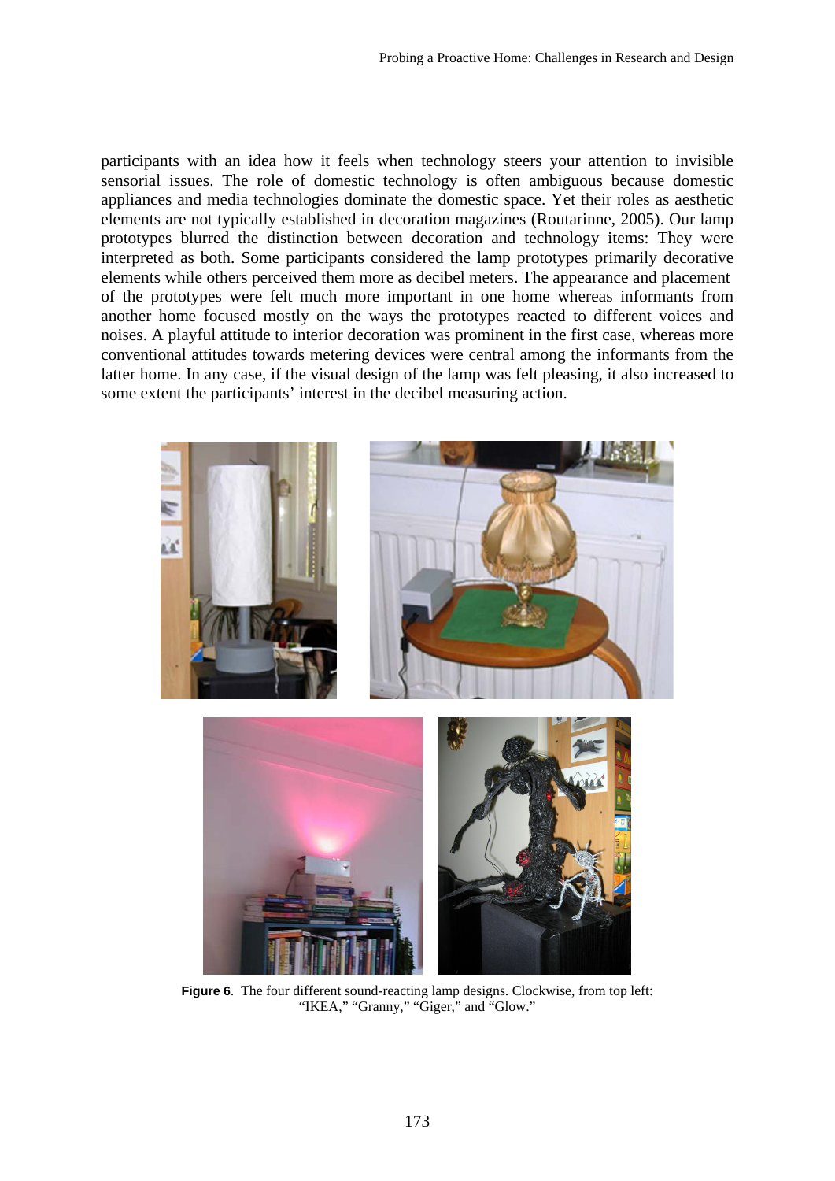participants with an idea how it feels when technology steers your attention to invisible sensorial issues. The role of domestic technology is often ambiguous because domestic appliances and media technologies dominate the domestic space. Yet their roles as aesthetic elements are not typically established in decoration magazines (Routarinne, 2005). Our lamp prototypes blurred the distinction between decoration and technology items: They were interpreted as both. Some participants considered the lamp prototypes primarily decorative elements while others perceived them more as decibel meters. The appearance and placement of the prototypes were felt much more important in one home whereas informants from another home focused mostly on the ways the prototypes reacted to different voices and noises. A playful attitude to interior decoration was prominent in the first case, whereas more conventional attitudes towards metering devices were central among the informants from the latter home. In any case, if the visual design of the lamp was felt pleasing, it also increased to some extent the participants' interest in the decibel measuring action.

**Figure 6**. The four different sound-reacting lamp designs. Clockwise, from top left: "IKEA," "Granny," "Giger," and "Glow."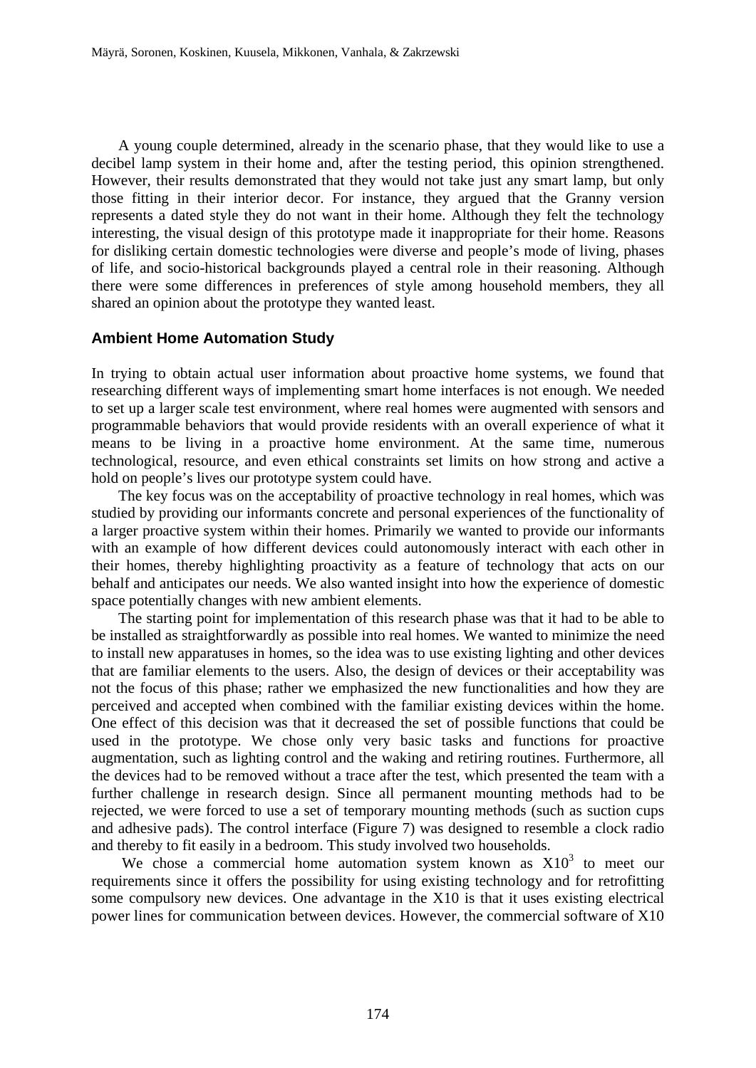A young couple determined, already in the scenario phase, that they would like to use a decibel lamp system in their home and, after the testing period, this opinion strengthened. However, their results demonstrated that they would not take just any smart lamp, but only those fitting in their interior decor. For instance, they argued that the Granny version represents a dated style they do not want in their home. Although they felt the technology interesting, the visual design of this prototype made it inappropriate for their home. Reasons for disliking certain domestic technologies were diverse and people's mode of living, phases of life, and socio-historical backgrounds played a central role in their reasoning. Although there were some differences in preferences of style among household members, they all shared an opinion about the prototype they wanted least.

### Ambient Home Automation Study

In trying to obtain actual user information about proactive home systems, we found that researching different ways of implementing smart home interfaces is not enough. We needed to set up a larger scale test environment, where real homes were augmented with sensors and programmable behaviors that would provide residents with an overall experience of what it means to be living in a proactive home environment. At the same time, numerous technological, resource, and even ethical constraints set limits on how strong and active a hold on people's lives our prototype system could have.

The key focus was on the acceptability of proactive technology in real homes, which was studied by providing our informants concrete and personal experiences of the functionality of a larger proactive system within their homes. Primarily we wanted to provide our informants with an example of how different devices could autonomously interact with each other in their homes, thereby highlighting proactivity as a feature of technology that acts on our behalf and anticipates our needs. We also wanted insight into how the experience of domestic space potentially changes with new ambient elements.

The starting point for implementation of this research phase was that it had to be able to be installed as straightforwardly as possible into real homes. We wanted to minimize the need to install new apparatuses in homes, so the idea was to use existing lighting and other devices that are familiar elements to the users. Also, the design of devices or their acceptability was not the focus of this phase; rather we emphasized the new functionalities and how they are perceived and accepted when combined with the familiar existing devices within the home. One effect of this decision was that it decreased the set of possible functions that could be used in the prototype. We chose only very basic tasks and functions for proactive augmentation, such as lighting control and the waking and retiring routines. Furthermore, all the devices had to be removed without a trace after the test, which presented the team with a further challenge in research design. Since all permanent mounting methods had to be rejected, we were forced to use a set of temporary mounting methods (such as suction cups and adhesive pads). The control interface (Figure 7) was designed to resemble a clock radio and thereby to fit easily in a bedroom. This study involved two households.

We chose a commercial home automation system known as X10[3] to meet our requirements since it offers the possibility for using existing technology and for retrofitting some compulsory new devices. One advantage in the X10 is that it uses existing electrical power lines for communication between devices. However, the commercial software of X10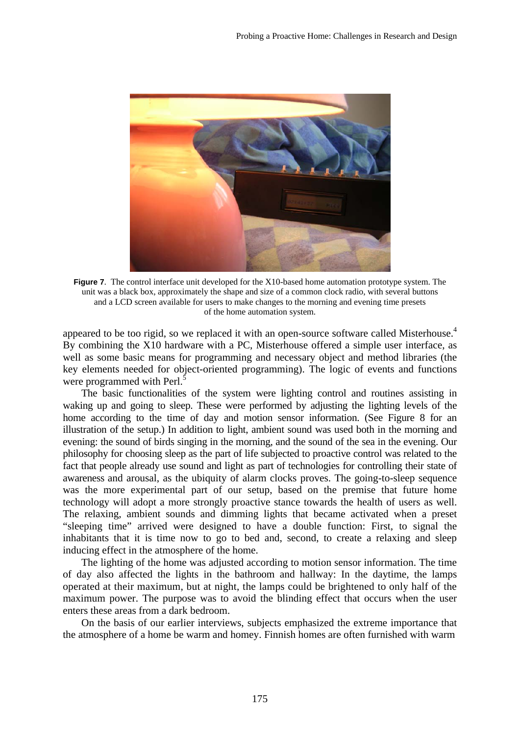**Figure 7**. The control interface unit developed for the X10-based home automation prototype system. The unit was a black box, approximately the shape and size of a common clock radio, with several buttons and a LCD screen available for users to make changes to the morning and evening time presets of the home automation system.

appeared to be too rigid, so we replaced it with an open-source software called Misterhouse.[4] By combining the X10 hardware with a PC, Misterhouse offered a simple user interface, as well as some basic means for programming and necessary object and method libraries (the key elements needed for object-oriented programming). The logic of events and functions were programmed with Perl.[5]

The basic functionalities of the system were lighting control and routines assisting in waking up and going to sleep. These were performed by adjusting the lighting levels of the home according to the time of day and motion sensor information. (See Figure 8 for an illustration of the setup.) In addition to light, ambient sound was used both in the morning and evening: the sound of birds singing in the morning, and the sound of the sea in the evening. Our philosophy for choosing sleep as the part of life subjected to proactive control was related to the fact that people already use sound and light as part of technologies for controlling their state of awareness and arousal, as the ubiquity of alarm clocks proves. The going-to-sleep sequence was the more experimental part of our setup, based on the premise that future home technology will adopt a more strongly proactive stance towards the health of users as well. The relaxing, ambient sounds and dimming lights that became activated when a preset "sleeping time" arrived were designed to have a double function: First, to signal the inhabitants that it is time now to go to bed and, second, to create a relaxing and sleep inducing effect in the atmosphere of the home.

The lighting of the home was adjusted according to motion sensor information. The time of day also affected the lights in the bathroom and hallway: In the daytime, the lamps operated at their maximum, but at night, the lamps could be brightened to only half of the maximum power. The purpose was to avoid the blinding effect that occurs when the user enters these areas from a dark bedroom.

On the basis of our earlier interviews, subjects emphasized the extreme importance that the atmosphere of a home be warm and homey. Finnish homes are often furnished with warm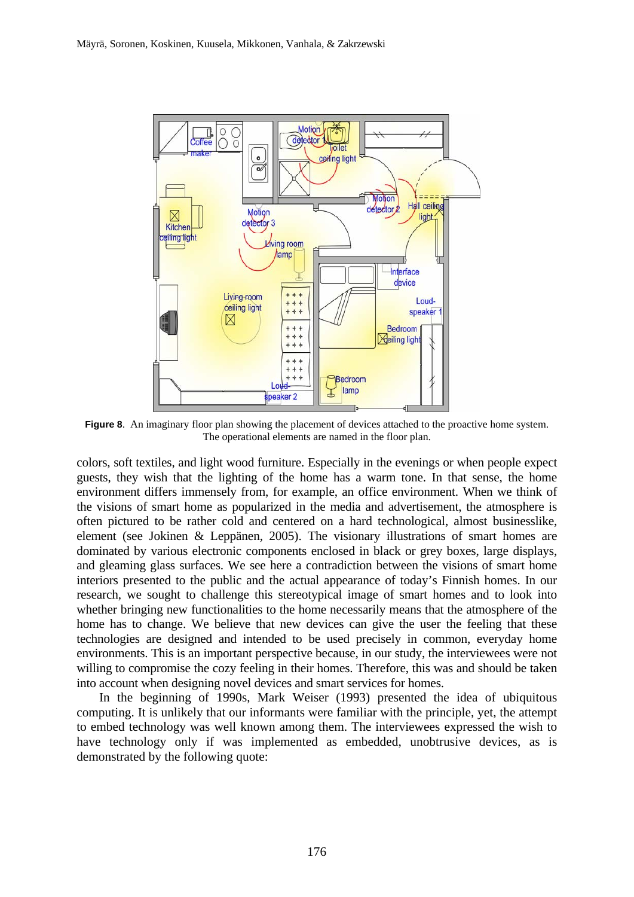**Figure 8**. An imaginary floor plan showing the placement of devices attached to the proactive home system. The operational elements are named in the floor plan.

colors, soft textiles, and light wood furniture. Especially in the evenings or when people expect guests, they wish that the lighting of the home has a warm tone. In that sense, the home environment differs immensely from, for example, an office environment. When we think of the visions of smart home as popularized in the media and advertisement, the atmosphere is often pictured to be rather cold and centered on a hard technological, almost businesslike, element (see Jokinen & Leppänen, 2005). The visionary illustrations of smart homes are dominated by various electronic components enclosed in black or grey boxes, large displays, and gleaming glass surfaces. We see here a contradiction between the visions of smart home interiors presented to the public and the actual appearance of today's Finnish homes. In our research, we sought to challenge this stereotypical image of smart homes and to look into whether bringing new functionalities to the home necessarily means that the atmosphere of the home has to change. We believe that new devices can give the user the feeling that these technologies are designed and intended to be used precisely in common, everyday home environments. This is an important perspective because, in our study, the interviewees were not willing to compromise the cozy feeling in their homes. Therefore, this was and should be taken into account when designing novel devices and smart services for homes.

In the beginning of 1990s, Mark Weiser (1993) presented the idea of ubiquitous computing. It is unlikely that our informants were familiar with the principle, yet, the attempt to embed technology was well known among them. The interviewees expressed the wish to have technology only if was implemented as embedded, unobtrusive devices, as is demonstrated by the following quote: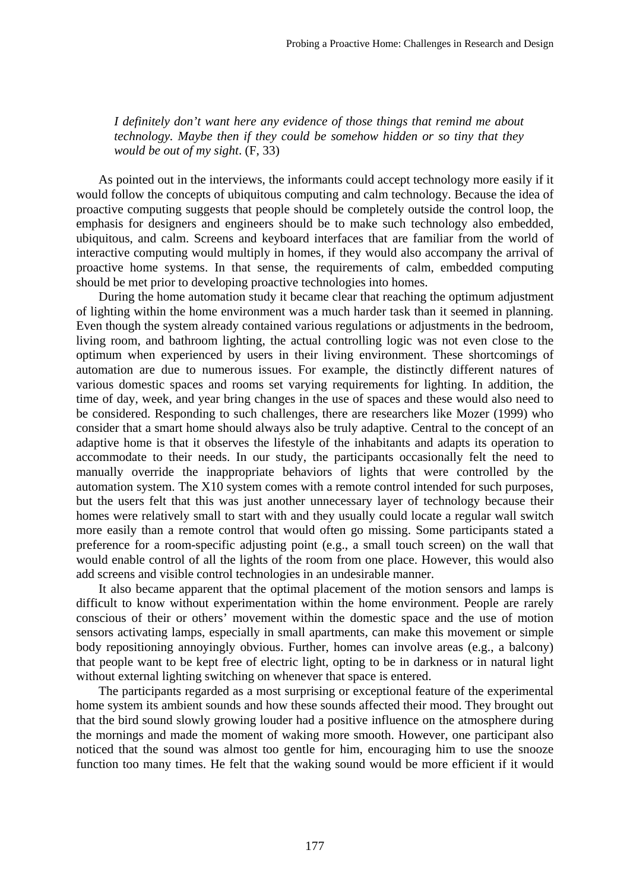> *I definitely don't want here any evidence of those things that remind me about technology. Maybe then if they could be somehow hidden or so tiny that they would be out of my sight*. (F, 33)

As pointed out in the interviews, the informants could accept technology more easily if it would follow the concepts of ubiquitous computing and calm technology. Because the idea of proactive computing suggests that people should be completely outside the control loop, the emphasis for designers and engineers should be to make such technology also embedded, ubiquitous, and calm. Screens and keyboard interfaces that are familiar from the world of interactive computing would multiply in homes, if they would also accompany the arrival of proactive home systems. In that sense, the requirements of calm, embedded computing should be met prior to developing proactive technologies into homes.

During the home automation study it became clear that reaching the optimum adjustment of lighting within the home environment was a much harder task than it seemed in planning. Even though the system already contained various regulations or adjustments in the bedroom, living room, and bathroom lighting, the actual controlling logic was not even close to the optimum when experienced by users in their living environment. These shortcomings of automation are due to numerous issues. For example, the distinctly different natures of various domestic spaces and rooms set varying requirements for lighting. In addition, the time of day, week, and year bring changes in the use of spaces and these would also need to be considered. Responding to such challenges, there are researchers like Mozer (1999) who consider that a smart home should always also be truly adaptive. Central to the concept of an adaptive home is that it observes the lifestyle of the inhabitants and adapts its operation to accommodate to their needs. In our study, the participants occasionally felt the need to manually override the inappropriate behaviors of lights that were controlled by the automation system. The X10 system comes with a remote control intended for such purposes, but the users felt that this was just another unnecessary layer of technology because their homes were relatively small to start with and they usually could locate a regular wall switch more easily than a remote control that would often go missing. Some participants stated a preference for a room-specific adjusting point (e.g., a small touch screen) on the wall that would enable control of all the lights of the room from one place. However, this would also add screens and visible control technologies in an undesirable manner.

It also became apparent that the optimal placement of the motion sensors and lamps is difficult to know without experimentation within the home environment. People are rarely conscious of their or others' movement within the domestic space and the use of motion sensors activating lamps, especially in small apartments, can make this movement or simple body repositioning annoyingly obvious. Further, homes can involve areas (e.g., a balcony) that people want to be kept free of electric light, opting to be in darkness or in natural light without external lighting switching on whenever that space is entered.

The participants regarded as a most surprising or exceptional feature of the experimental home system its ambient sounds and how these sounds affected their mood. They brought out that the bird sound slowly growing louder had a positive influence on the atmosphere during the mornings and made the moment of waking more smooth. However, one participant also noticed that the sound was almost too gentle for him, encouraging him to use the snooze function too many times. He felt that the waking sound would be more efficient if it would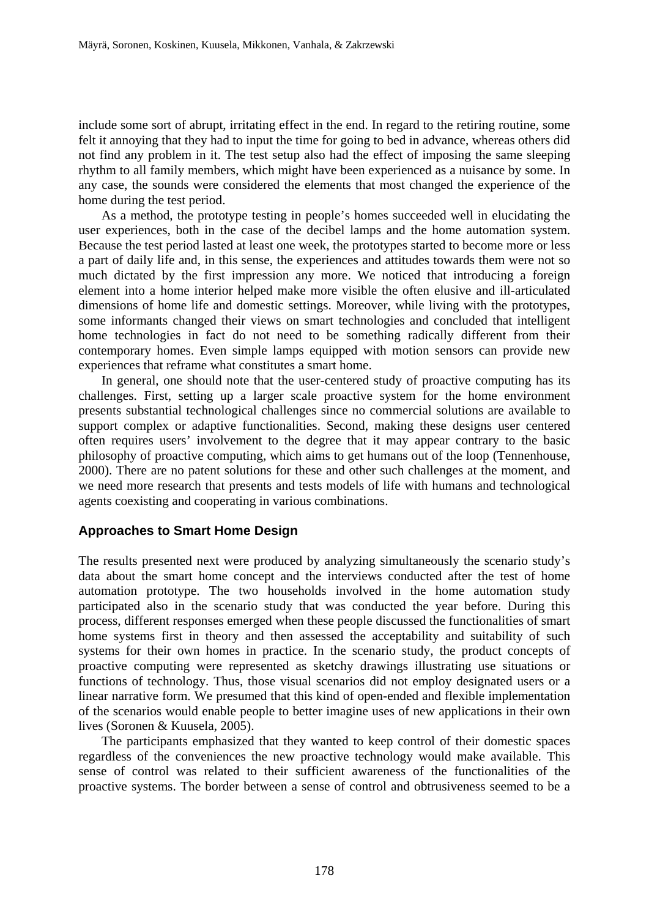include some sort of abrupt, irritating effect in the end. In regard to the retiring routine, some felt it annoying that they had to input the time for going to bed in advance, whereas others did not find any problem in it. The test setup also had the effect of imposing the same sleeping rhythm to all family members, which might have been experienced as a nuisance by some. In any case, the sounds were considered the elements that most changed the experience of the home during the test period.

As a method, the prototype testing in people's homes succeeded well in elucidating the user experiences, both in the case of the decibel lamps and the home automation system. Because the test period lasted at least one week, the prototypes started to become more or less a part of daily life and, in this sense, the experiences and attitudes towards them were not so much dictated by the first impression any more. We noticed that introducing a foreign element into a home interior helped make more visible the often elusive and ill-articulated dimensions of home life and domestic settings. Moreover, while living with the prototypes, some informants changed their views on smart technologies and concluded that intelligent home technologies in fact do not need to be something radically different from their contemporary homes. Even simple lamps equipped with motion sensors can provide new experiences that reframe what constitutes a smart home.

In general, one should note that the user-centered study of proactive computing has its challenges. First, setting up a larger scale proactive system for the home environment presents substantial technological challenges since no commercial solutions are available to support complex or adaptive functionalities. Second, making these designs user centered often requires users' involvement to the degree that it may appear contrary to the basic philosophy of proactive computing, which aims to get humans out of the loop (Tennenhouse, 2000). There are no patent solutions for these and other such challenges at the moment, and we need more research that presents and tests models of life with humans and technological agents coexisting and cooperating in various combinations.

### Approaches to Smart Home Design

The results presented next were produced by analyzing simultaneously the scenario study's data about the smart home concept and the interviews conducted after the test of home automation prototype. The two households involved in the home automation study participated also in the scenario study that was conducted the year before. During this process, different responses emerged when these people discussed the functionalities of smart home systems first in theory and then assessed the acceptability and suitability of such systems for their own homes in practice. In the scenario study, the product concepts of proactive computing were represented as sketchy drawings illustrating use situations or functions of technology. Thus, those visual scenarios did not employ designated users or a linear narrative form. We presumed that this kind of open-ended and flexible implementation of the scenarios would enable people to better imagine uses of new applications in their own lives (Soronen & Kuusela, 2005).

The participants emphasized that they wanted to keep control of their domestic spaces regardless of the conveniences the new proactive technology would make available. This sense of control was related to their sufficient awareness of the functionalities of the proactive systems. The border between a sense of control and obtrusiveness seemed to be a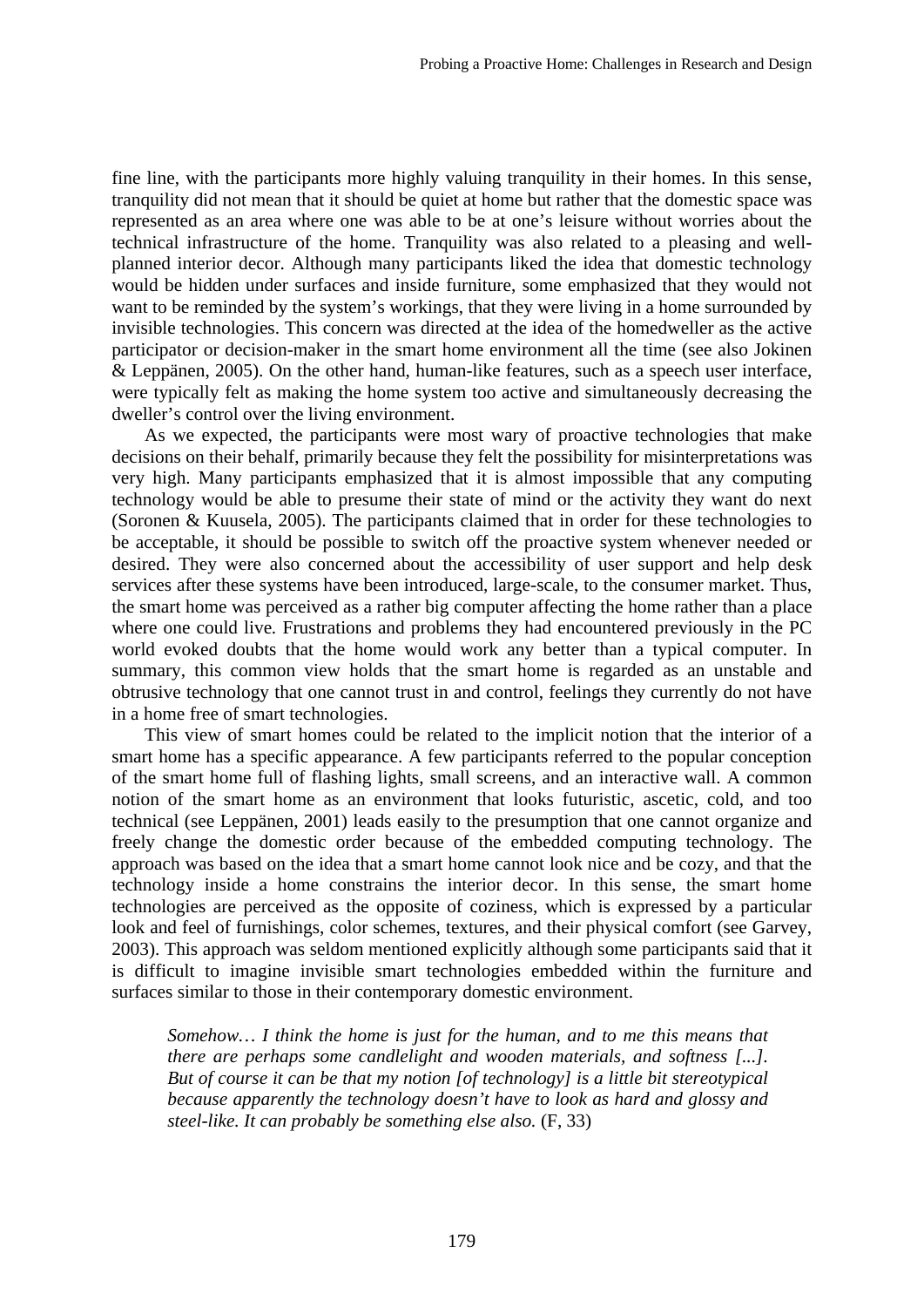fine line, with the participants more highly valuing tranquility in their homes. In this sense, tranquility did not mean that it should be quiet at home but rather that the domestic space was represented as an area where one was able to be at one's leisure without worries about the technical infrastructure of the home. Tranquility was also related to a pleasing and well-planned interior decor. Although many participants liked the idea that domestic technology would be hidden under surfaces and inside furniture, some emphasized that they would not want to be reminded by the system's workings, that they were living in a home surrounded by invisible technologies. This concern was directed at the idea of the homedweller as the active participator or decision-maker in the smart home environment all the time (see also Jokinen & Leppänen, 2005). On the other hand, human-like features, such as a speech user interface, were typically felt as making the home system too active and simultaneously decreasing the dweller's control over the living environment.

As we expected, the participants were most wary of proactive technologies that make decisions on their behalf, primarily because they felt the possibility for misinterpretations was very high. Many participants emphasized that it is almost impossible that any computing technology would be able to presume their state of mind or the activity they want do next (Soronen & Kuusela, 2005). The participants claimed that in order for these technologies to be acceptable, it should be possible to switch off the proactive system whenever needed or desired. They were also concerned about the accessibility of user support and help desk services after these systems have been introduced, large-scale, to the consumer market. Thus, the smart home was perceived as a rather big computer affecting the home rather than a place where one could live. Frustrations and problems they had encountered previously in the PC world evoked doubts that the home would work any better than a typical computer. In summary, this common view holds that the smart home is regarded as an unstable and obtrusive technology that one cannot trust in and control, feelings they currently do not have in a home free of smart technologies.

This view of smart homes could be related to the implicit notion that the interior of a smart home has a specific appearance. A few participants referred to the popular conception of the smart home full of flashing lights, small screens, and an interactive wall. A common notion of the smart home as an environment that looks futuristic, ascetic, cold, and too technical (see Leppänen, 2001) leads easily to the presumption that one cannot organize and freely change the domestic order because of the embedded computing technology. The approach was based on the idea that a smart home cannot look nice and be cozy, and that the technology inside a home constrains the interior decor. In this sense, the smart home technologies are perceived as the opposite of coziness, which is expressed by a particular look and feel of furnishings, color schemes, textures, and their physical comfort (see Garvey, 2003). This approach was seldom mentioned explicitly although some participants said that it is difficult to imagine invisible smart technologies embedded within the furniture and surfaces similar to those in their contemporary domestic environment.

> *Somehow… I think the home is just for the human, and to me this means that there are perhaps some candlelight and wooden materials, and softness [...]. But of course it can be that my notion [of technology] is a little bit stereotypical because apparently the technology doesn't have to look as hard and glossy and steel-like. It can probably be something else also.* (F, 33)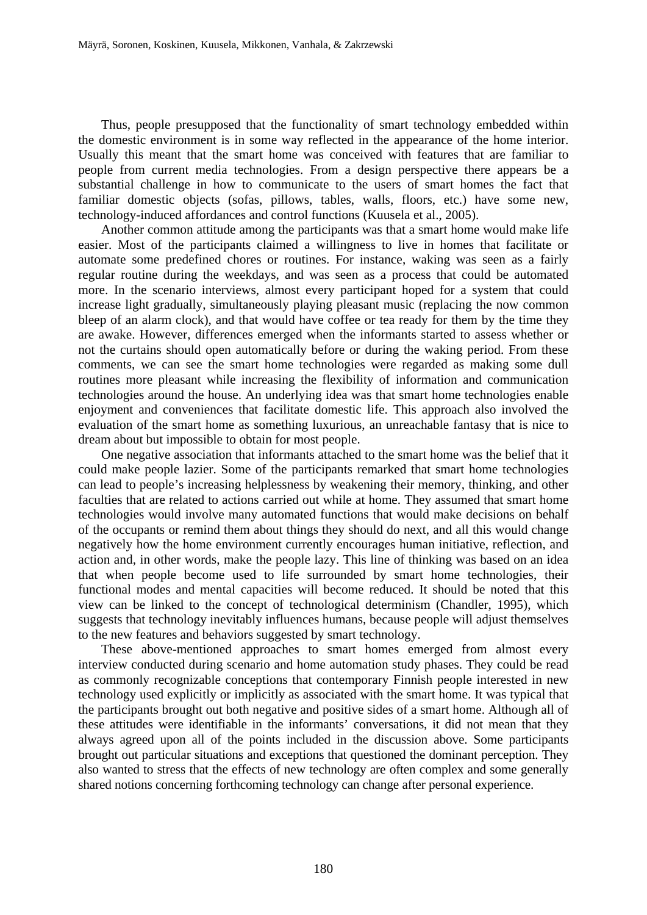Thus, people presupposed that the functionality of smart technology embedded within the domestic environment is in some way reflected in the appearance of the home interior. Usually this meant that the smart home was conceived with features that are familiar to people from current media technologies. From a design perspective there appears be a substantial challenge in how to communicate to the users of smart homes the fact that familiar domestic objects (sofas, pillows, tables, walls, floors, etc.) have some new, technology-induced affordances and control functions (Kuusela et al., 2005).

Another common attitude among the participants was that a smart home would make life easier. Most of the participants claimed a willingness to live in homes that facilitate or automate some predefined chores or routines. For instance, waking was seen as a fairly regular routine during the weekdays, and was seen as a process that could be automated more. In the scenario interviews, almost every participant hoped for a system that could increase light gradually, simultaneously playing pleasant music (replacing the now common bleep of an alarm clock), and that would have coffee or tea ready for them by the time they are awake. However, differences emerged when the informants started to assess whether or not the curtains should open automatically before or during the waking period. From these comments, we can see the smart home technologies were regarded as making some dull routines more pleasant while increasing the flexibility of information and communication technologies around the house. An underlying idea was that smart home technologies enable enjoyment and conveniences that facilitate domestic life. This approach also involved the evaluation of the smart home as something luxurious, an unreachable fantasy that is nice to dream about but impossible to obtain for most people.

One negative association that informants attached to the smart home was the belief that it could make people lazier. Some of the participants remarked that smart home technologies can lead to people's increasing helplessness by weakening their memory, thinking, and other faculties that are related to actions carried out while at home. They assumed that smart home technologies would involve many automated functions that would make decisions on behalf of the occupants or remind them about things they should do next, and all this would change negatively how the home environment currently encourages human initiative, reflection, and action and, in other words, make the people lazy. This line of thinking was based on an idea that when people become used to life surrounded by smart home technologies, their functional modes and mental capacities will become reduced. It should be noted that this view can be linked to the concept of technological determinism (Chandler, 1995), which suggests that technology inevitably influences humans, because people will adjust themselves to the new features and behaviors suggested by smart technology.

These above-mentioned approaches to smart homes emerged from almost every interview conducted during scenario and home automation study phases. They could be read as commonly recognizable conceptions that contemporary Finnish people interested in new technology used explicitly or implicitly as associated with the smart home. It was typical that the participants brought out both negative and positive sides of a smart home. Although all of these attitudes were identifiable in the informants' conversations, it did not mean that they always agreed upon all of the points included in the discussion above. Some participants brought out particular situations and exceptions that questioned the dominant perception. They also wanted to stress that the effects of new technology are often complex and some generally shared notions concerning forthcoming technology can change after personal experience.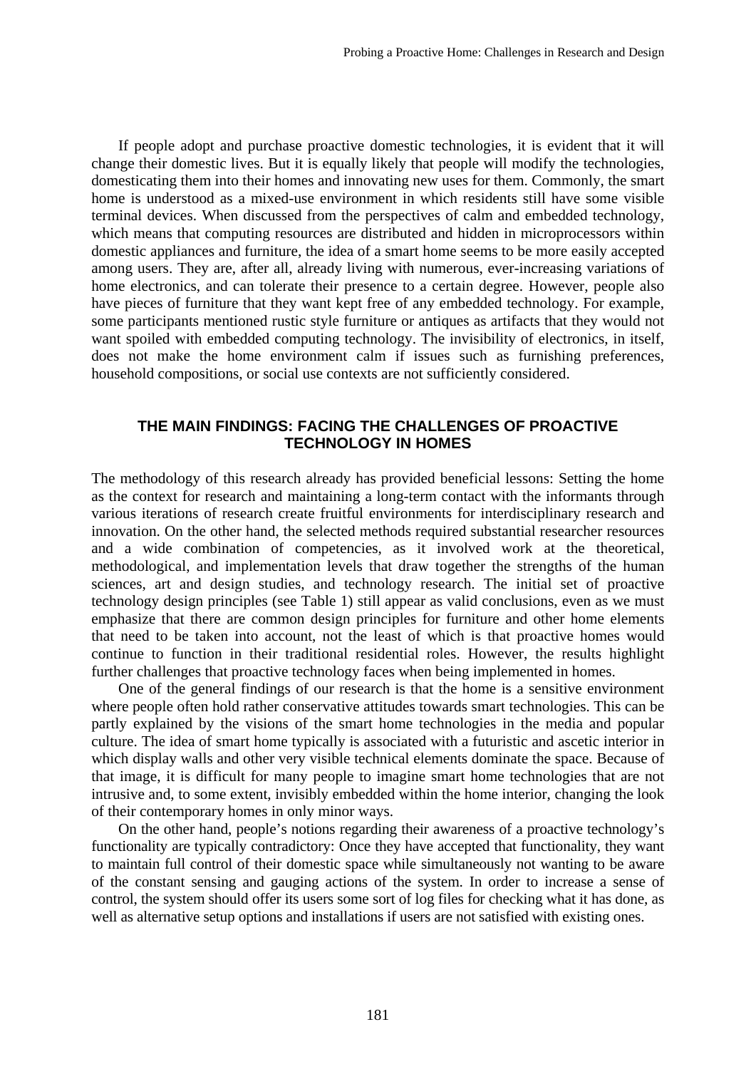If people adopt and purchase proactive domestic technologies, it is evident that it will change their domestic lives. But it is equally likely that people will modify the technologies, domesticating them into their homes and innovating new uses for them. Commonly, the smart home is understood as a mixed-use environment in which residents still have some visible terminal devices. When discussed from the perspectives of calm and embedded technology, which means that computing resources are distributed and hidden in microprocessors within domestic appliances and furniture, the idea of a smart home seems to be more easily accepted among users. They are, after all, already living with numerous, ever-increasing variations of home electronics, and can tolerate their presence to a certain degree. However, people also have pieces of furniture that they want kept free of any embedded technology. For example, some participants mentioned rustic style furniture or antiques as artifacts that they would not want spoiled with embedded computing technology. The invisibility of electronics, in itself, does not make the home environment calm if issues such as furnishing preferences, household compositions, or social use contexts are not sufficiently considered.

## THE MAIN FINDINGS: FACING THE CHALLENGES OF PROACTIVE TECHNOLOGY IN HOMES

The methodology of this research already has provided beneficial lessons: Setting the home as the context for research and maintaining a long-term contact with the informants through various iterations of research create fruitful environments for interdisciplinary research and innovation. On the other hand, the selected methods required substantial researcher resources and a wide combination of competencies, as it involved work at the theoretical, methodological, and implementation levels that draw together the strengths of the human sciences, art and design studies, and technology research. The initial set of proactive technology design principles (see Table 1) still appear as valid conclusions, even as we must emphasize that there are common design principles for furniture and other home elements that need to be taken into account, not the least of which is that proactive homes would continue to function in their traditional residential roles. However, the results highlight further challenges that proactive technology faces when being implemented in homes.

One of the general findings of our research is that the home is a sensitive environment where people often hold rather conservative attitudes towards smart technologies. This can be partly explained by the visions of the smart home technologies in the media and popular culture. The idea of smart home typically is associated with a futuristic and ascetic interior in which display walls and other very visible technical elements dominate the space. Because of that image, it is difficult for many people to imagine smart home technologies that are not intrusive and, to some extent, invisibly embedded within the home interior, changing the look of their contemporary homes in only minor ways.

On the other hand, people's notions regarding their awareness of a proactive technology's functionality are typically contradictory: Once they have accepted that functionality, they want to maintain full control of their domestic space while simultaneously not wanting to be aware of the constant sensing and gauging actions of the system. In order to increase a sense of control, the system should offer its users some sort of log files for checking what it has done, as well as alternative setup options and installations if users are not satisfied with existing ones.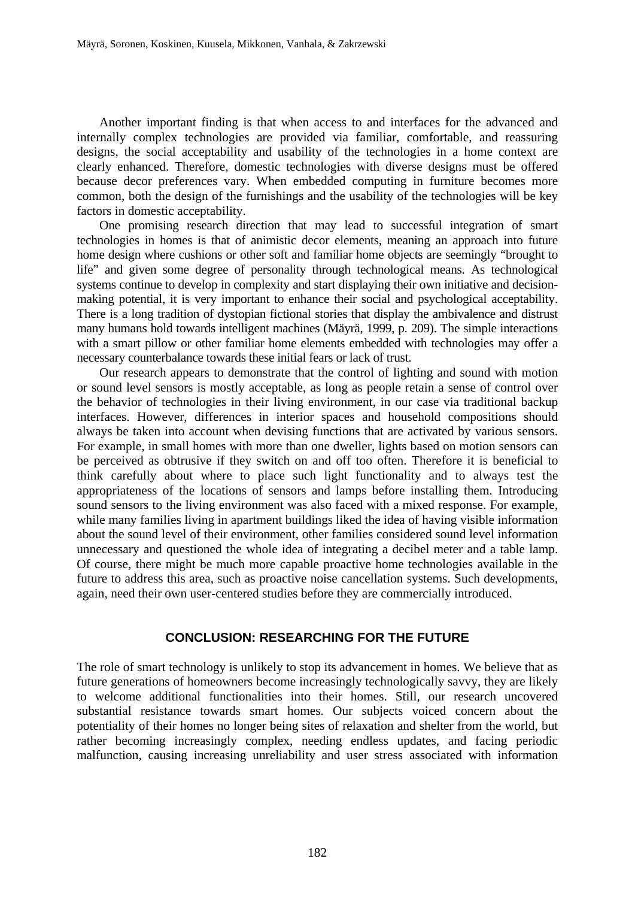Another important finding is that when access to and interfaces for the advanced and internally complex technologies are provided via familiar, comfortable, and reassuring designs, the social acceptability and usability of the technologies in a home context are clearly enhanced. Therefore, domestic technologies with diverse designs must be offered because decor preferences vary. When embedded computing in furniture becomes more common, both the design of the furnishings and the usability of the technologies will be key factors in domestic acceptability.

One promising research direction that may lead to successful integration of smart technologies in homes is that of animistic decor elements, meaning an approach into future home design where cushions or other soft and familiar home objects are seemingly "brought to life" and given some degree of personality through technological means. As technological systems continue to develop in complexity and start displaying their own initiative and decision-making potential, it is very important to enhance their social and psychological acceptability. There is a long tradition of dystopian fictional stories that display the ambivalence and distrust many humans hold towards intelligent machines (Mäyrä, 1999, p. 209). The simple interactions with a smart pillow or other familiar home elements embedded with technologies may offer a necessary counterbalance towards these initial fears or lack of trust.

Our research appears to demonstrate that the control of lighting and sound with motion or sound level sensors is mostly acceptable, as long as people retain a sense of control over the behavior of technologies in their living environment, in our case via traditional backup interfaces. However, differences in interior spaces and household compositions should always be taken into account when devising functions that are activated by various sensors. For example, in small homes with more than one dweller, lights based on motion sensors can be perceived as obtrusive if they switch on and off too often. Therefore it is beneficial to think carefully about where to place such light functionality and to always test the appropriateness of the locations of sensors and lamps before installing them. Introducing sound sensors to the living environment was also faced with a mixed response. For example, while many families living in apartment buildings liked the idea of having visible information about the sound level of their environment, other families considered sound level information unnecessary and questioned the whole idea of integrating a decibel meter and a table lamp. Of course, there might be much more capable proactive home technologies available in the future to address this area, such as proactive noise cancellation systems. Such developments, again, need their own user-centered studies before they are commercially introduced.

## CONCLUSION: RESEARCHING FOR THE FUTURE

The role of smart technology is unlikely to stop its advancement in homes. We believe that as future generations of homeowners become increasingly technologically savvy, they are likely to welcome additional functionalities into their homes. Still, our research uncovered substantial resistance towards smart homes. Our subjects voiced concern about the potentiality of their homes no longer being sites of relaxation and shelter from the world, but rather becoming increasingly complex, needing endless updates, and facing periodic malfunction, causing increasing unreliability and user stress associated with information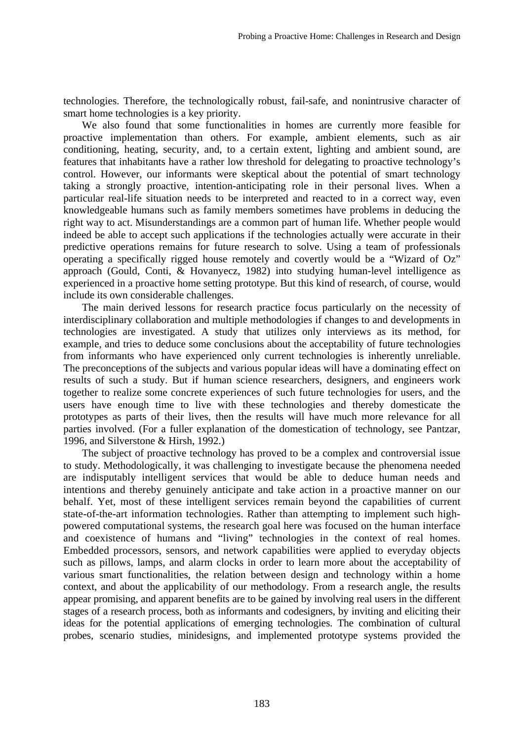technologies. Therefore, the technologically robust, fail-safe, and nonintrusive character of smart home technologies is a key priority.

We also found that some functionalities in homes are currently more feasible for proactive implementation than others. For example, ambient elements, such as air conditioning, heating, security, and, to a certain extent, lighting and ambient sound, are features that inhabitants have a rather low threshold for delegating to proactive technology's control. However, our informants were skeptical about the potential of smart technology taking a strongly proactive, intention-anticipating role in their personal lives. When a particular real-life situation needs to be interpreted and reacted to in a correct way, even knowledgeable humans such as family members sometimes have problems in deducing the right way to act. Misunderstandings are a common part of human life. Whether people would indeed be able to accept such applications if the technologies actually were accurate in their predictive operations remains for future research to solve. Using a team of professionals operating a specifically rigged house remotely and covertly would be a "Wizard of Oz" approach (Gould, Conti, & Hovanyecz, 1982) into studying human-level intelligence as experienced in a proactive home setting prototype. But this kind of research, of course, would include its own considerable challenges.

The main derived lessons for research practice focus particularly on the necessity of interdisciplinary collaboration and multiple methodologies if changes to and developments in technologies are investigated. A study that utilizes only interviews as its method, for example, and tries to deduce some conclusions about the acceptability of future technologies from informants who have experienced only current technologies is inherently unreliable. The preconceptions of the subjects and various popular ideas will have a dominating effect on results of such a study. But if human science researchers, designers, and engineers work together to realize some concrete experiences of such future technologies for users, and the users have enough time to live with these technologies and thereby domesticate the prototypes as parts of their lives, then the results will have much more relevance for all parties involved. (For a fuller explanation of the domestication of technology, see Pantzar, 1996, and Silverstone & Hirsh, 1992.)

The subject of proactive technology has proved to be a complex and controversial issue to study. Methodologically, it was challenging to investigate because the phenomena needed are indisputably intelligent services that would be able to deduce human needs and intentions and thereby genuinely anticipate and take action in a proactive manner on our behalf. Yet, most of these intelligent services remain beyond the capabilities of current state-of-the-art information technologies. Rather than attempting to implement such high-powered computational systems, the research goal here was focused on the human interface and coexistence of humans and "living" technologies in the context of real homes. Embedded processors, sensors, and network capabilities were applied to everyday objects such as pillows, lamps, and alarm clocks in order to learn more about the acceptability of various smart functionalities, the relation between design and technology within a home context, and about the applicability of our methodology. From a research angle, the results appear promising, and apparent benefits are to be gained by involving real users in the different stages of a research process, both as informants and codesigners, by inviting and eliciting their ideas for the potential applications of emerging technologies. The combination of cultural probes, scenario studies, minidesigns, and implemented prototype systems provided the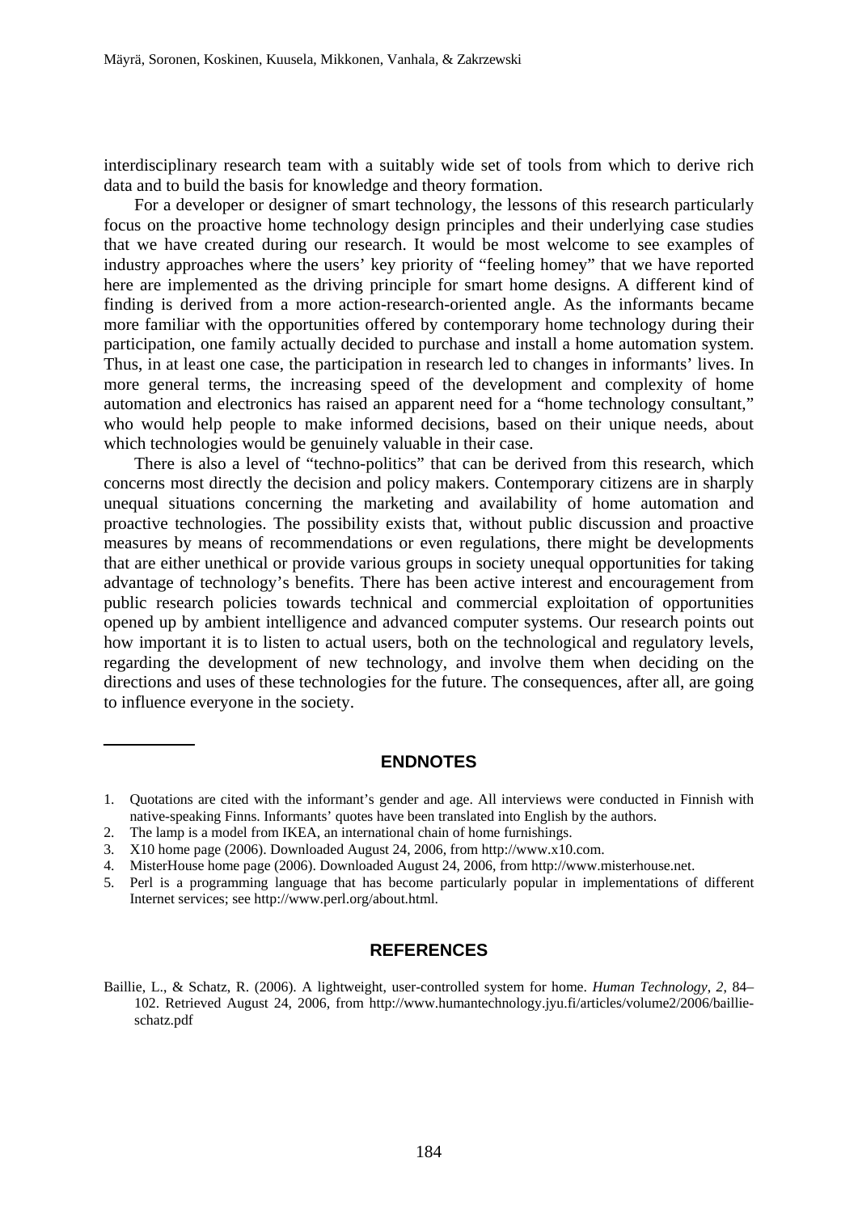interdisciplinary research team with a suitably wide set of tools from which to derive rich data and to build the basis for knowledge and theory formation.

For a developer or designer of smart technology, the lessons of this research particularly focus on the proactive home technology design principles and their underlying case studies that we have created during our research. It would be most welcome to see examples of industry approaches where the users' key priority of "feeling homey" that we have reported here are implemented as the driving principle for smart home designs. A different kind of finding is derived from a more action-research-oriented angle. As the informants became more familiar with the opportunities offered by contemporary home technology during their participation, one family actually decided to purchase and install a home automation system. Thus, in at least one case, the participation in research led to changes in informants' lives. In more general terms, the increasing speed of the development and complexity of home automation and electronics has raised an apparent need for a "home technology consultant," who would help people to make informed decisions, based on their unique needs, about which technologies would be genuinely valuable in their case.

There is also a level of "techno-politics" that can be derived from this research, which concerns most directly the decision and policy makers. Contemporary citizens are in sharply unequal situations concerning the marketing and availability of home automation and proactive technologies. The possibility exists that, without public discussion and proactive measures by means of recommendations or even regulations, there might be developments that are either unethical or provide various groups in society unequal opportunities for taking advantage of technology's benefits. There has been active interest and encouragement from public research policies towards technical and commercial exploitation of opportunities opened up by ambient intelligence and advanced computer systems. Our research points out how important it is to listen to actual users, both on the technological and regulatory levels, regarding the development of new technology, and involve them when deciding on the directions and uses of these technologies for the future. The consequences, after all, are going to influence everyone in the society.

## ENDNOTES

1. Quotations are cited with the informant's gender and age. All interviews were conducted in Finnish with native-speaking Finns. Informants' quotes have been translated into English by the authors.
2. The lamp is a model from IKEA, an international chain of home furnishings.
3. X10 home page (2006). Downloaded August 24, 2006, from http://www.x10.com.
4. MisterHouse home page (2006). Downloaded August 24, 2006, from http://www.misterhouse.net.
5. Perl is a programming language that has become particularly popular in implementations of different Internet services; see http://www.perl.org/about.html.

## REFERENCES

Baillie, L., & Schatz, R. (2006). A lightweight, user-controlled system for home. *Human Technology, 2*, 84–102. Retrieved August 24, 2006, from http://www.humantechnology.jyu.fi/articles/volume2/2006/baillie-schatz.pdf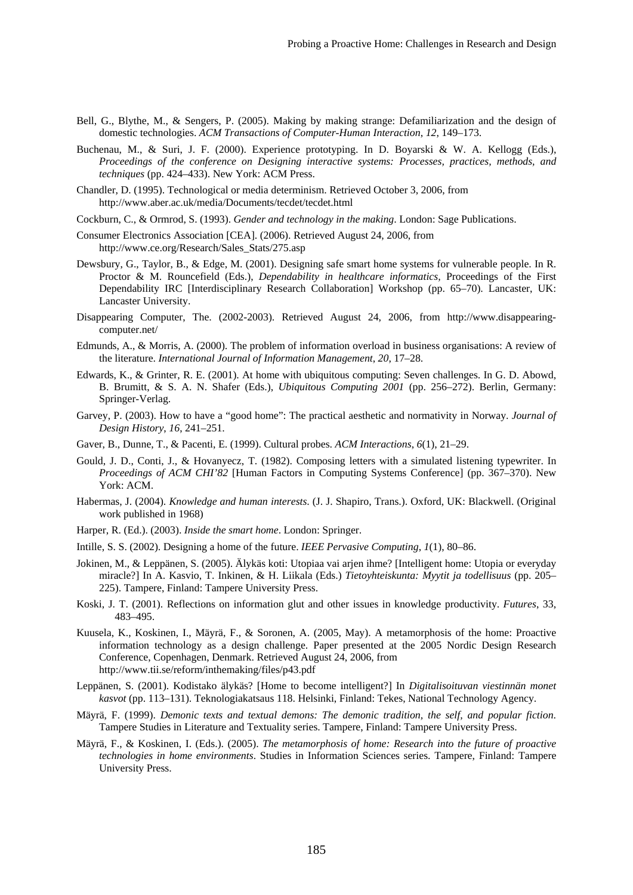Bell, G., Blythe, M., & Sengers, P. (2005). Making by making strange: Defamiliarization and the design of domestic technologies. *ACM Transactions of Computer-Human Interaction*, *12*, 149–173.

Buchenau, M., & Suri, J. F. (2000). Experience prototyping. In D. Boyarski & W. A. Kellogg (Eds.), *Proceedings of the conference on Designing interactive systems: Processes, practices, methods, and techniques* (pp. 424–433). New York: ACM Press.

Chandler, D. (1995). Technological or media determinism. Retrieved October 3, 2006, from http://www.aber.ac.uk/media/Documents/tecdet/tecdet.html

Cockburn, C., & Ormrod, S. (1993). *Gender and technology in the making*. London: Sage Publications.

Consumer Electronics Association [CEA]. (2006). Retrieved August 24, 2006, from http://www.ce.org/Research/Sales_Stats/275.asp

Dewsbury, G., Taylor, B., & Edge, M. (2001). Designing safe smart home systems for vulnerable people. In R. Proctor & M. Rouncefield (Eds.), *Dependability in healthcare informatics,* Proceedings of the First Dependability IRC [Interdisciplinary Research Collaboration] Workshop (pp. 65–70). Lancaster, UK: Lancaster University.

Disappearing Computer, The. (2002-2003). Retrieved August 24, 2006, from http://www.disappearing-computer.net/

Edmunds, A., & Morris, A. (2000). The problem of information overload in business organisations: A review of the literature. *International Journal of Information Management*, *20*, 17–28.

Edwards, K., & Grinter, R. E. (2001). At home with ubiquitous computing: Seven challenges. In G. D. Abowd, B. Brumitt, & S. A. N. Shafer (Eds.), *Ubiquitous Computing 2001* (pp. 256–272). Berlin, Germany: Springer-Verlag.

Garvey, P. (2003). How to have a "good home": The practical aesthetic and normativity in Norway. *Journal of Design History*, *16*, 241–251.

Gaver, B., Dunne, T., & Pacenti, E. (1999). Cultural probes. *ACM Interactions*, *6*(1), 21–29.

Gould, J. D., Conti, J., & Hovanyecz, T. (1982). Composing letters with a simulated listening typewriter. In *Proceedings of ACM CHI'82* [Human Factors in Computing Systems Conference] (pp. 367–370). New York: ACM.

Habermas, J. (2004). *Knowledge and human interests*. (J. J. Shapiro, Trans.). Oxford, UK: Blackwell. (Original work published in 1968)

Harper, R. (Ed.). (2003). *Inside the smart home*. London: Springer.

Intille, S. S. (2002). Designing a home of the future. *IEEE Pervasive Computing*, *1*(1), 80–86.

Jokinen, M., & Leppänen, S. (2005). Älykäs koti: Utopiaa vai arjen ihme? [Intelligent home: Utopia or everyday miracle?] In A. Kasvio, T. Inkinen, & H. Liikala (Eds.) *Tietoyhteiskunta: Myytit ja todellisuus* (pp. 205–225). Tampere, Finland: Tampere University Press.

Koski, J. T. (2001). Reflections on information glut and other issues in knowledge productivity. *Futures*, 33, 483–495.

Kuusela, K., Koskinen, I., Mäyrä, F., & Soronen, A. (2005, May). A metamorphosis of the home: Proactive information technology as a design challenge. Paper presented at the 2005 Nordic Design Research Conference, Copenhagen, Denmark. Retrieved August 24, 2006, from http://www.tii.se/reform/inthemaking/files/p43.pdf

Leppänen, S. (2001). Kodistako älykäs? [Home to become intelligent?] In *Digitalisoituvan viestinnän monet kasvot* (pp. 113–131). Teknologiakatsaus 118. Helsinki, Finland: Tekes, National Technology Agency.

Mäyrä, F. (1999). *Demonic texts and textual demons: The demonic tradition, the self, and popular fiction*. Tampere Studies in Literature and Textuality series. Tampere, Finland: Tampere University Press.

Mäyrä, F., & Koskinen, I. (Eds.). (2005). *The metamorphosis of home: Research into the future of proactive technologies in home environments*. Studies in Information Sciences series. Tampere, Finland: Tampere University Press.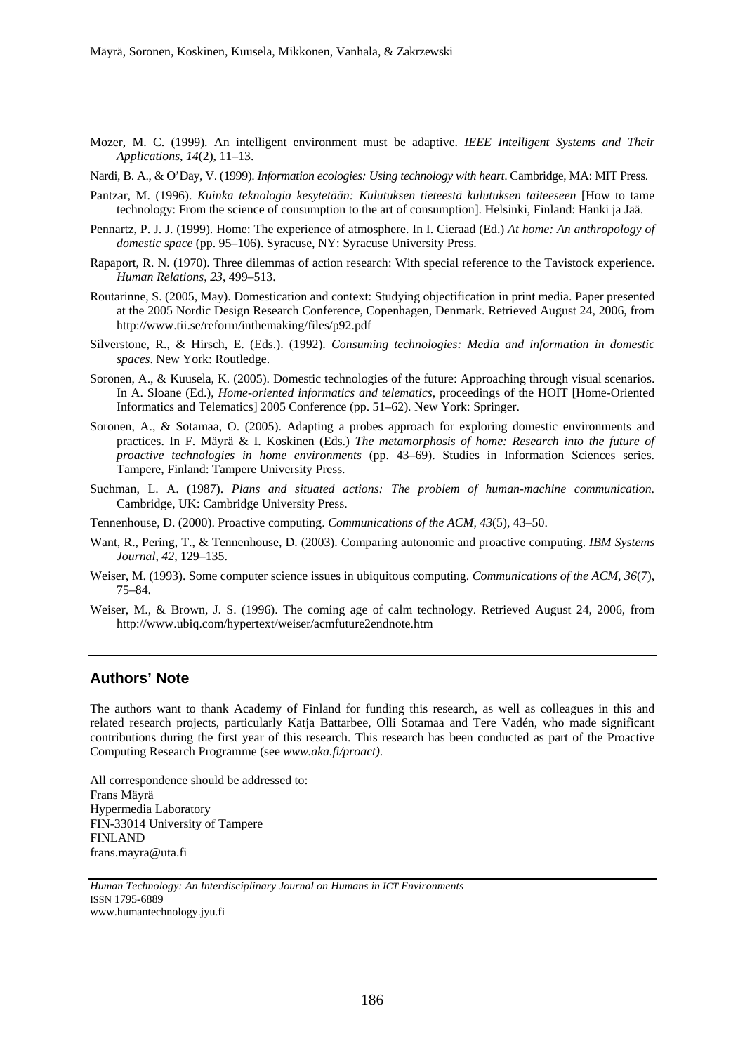Mozer, M. C. (1999). An intelligent environment must be adaptive. *IEEE Intelligent Systems and Their Applications*, *14*(2), 11–13.

Nardi, B. A., & O'Day, V. (1999). *Information ecologies: Using technology with heart*. Cambridge, MA: MIT Press.

Pantzar, M. (1996). *Kuinka teknologia kesytetään: Kulutuksen tieteestä kulutuksen taiteeseen* [How to tame technology: From the science of consumption to the art of consumption]. Helsinki, Finland: Hanki ja Jää.

Pennartz, P. J. J. (1999). Home: The experience of atmosphere. In I. Cieraad (Ed.) *At home: An anthropology of domestic space* (pp. 95–106). Syracuse, NY: Syracuse University Press.

Rapaport, R. N. (1970). Three dilemmas of action research: With special reference to the Tavistock experience. *Human Relations*, *23*, 499–513.

Routarinne, S. (2005, May). Domestication and context: Studying objectification in print media. Paper presented at the 2005 Nordic Design Research Conference, Copenhagen, Denmark. Retrieved August 24, 2006, from http://www.tii.se/reform/inthemaking/files/p92.pdf

Silverstone, R., & Hirsch, E. (Eds.). (1992). *Consuming technologies: Media and information in domestic spaces*. New York: Routledge.

Soronen, A., & Kuusela, K. (2005). Domestic technologies of the future: Approaching through visual scenarios. In A. Sloane (Ed.), *Home-oriented informatics and telematics*, proceedings of the HOIT [Home-Oriented Informatics and Telematics] 2005 Conference (pp. 51–62). New York: Springer.

Soronen, A., & Sotamaa, O. (2005). Adapting a probes approach for exploring domestic environments and practices. In F. Mäyrä & I. Koskinen (Eds.) *The metamorphosis of home: Research into the future of proactive technologies in home environments* (pp. 43–69). Studies in Information Sciences series. Tampere, Finland: Tampere University Press.

Suchman, L. A. (1987). *Plans and situated actions: The problem of human-machine communication*. Cambridge, UK: Cambridge University Press.

Tennenhouse, D. (2000). Proactive computing. *Communications of the ACM*, *43*(5), 43–50.

Want, R., Pering, T., & Tennenhouse, D. (2003). Comparing autonomic and proactive computing. *IBM Systems Journal*, *42*, 129–135.

Weiser, M. (1993). Some computer science issues in ubiquitous computing. *Communications of the ACM*, *36*(7), 75–84.

Weiser, M., & Brown, J. S. (1996). The coming age of calm technology. Retrieved August 24, 2006, from http://www.ubiq.com/hypertext/weiser/acmfuture2endnote.htm

## Authors' Note

The authors want to thank Academy of Finland for funding this research, as well as colleagues in this and related research projects, particularly Katja Battarbee, Olli Sotamaa and Tere Vadén, who made significant contributions during the first year of this research. This research has been conducted as part of the Proactive Computing Research Programme (see *www.aka.fi/proact)*.

All correspondence should be addressed to:
Frans Mäyrä
Hypermedia Laboratory
FIN-33014 University of Tampere
FINLAND
frans.mayra@uta.fi